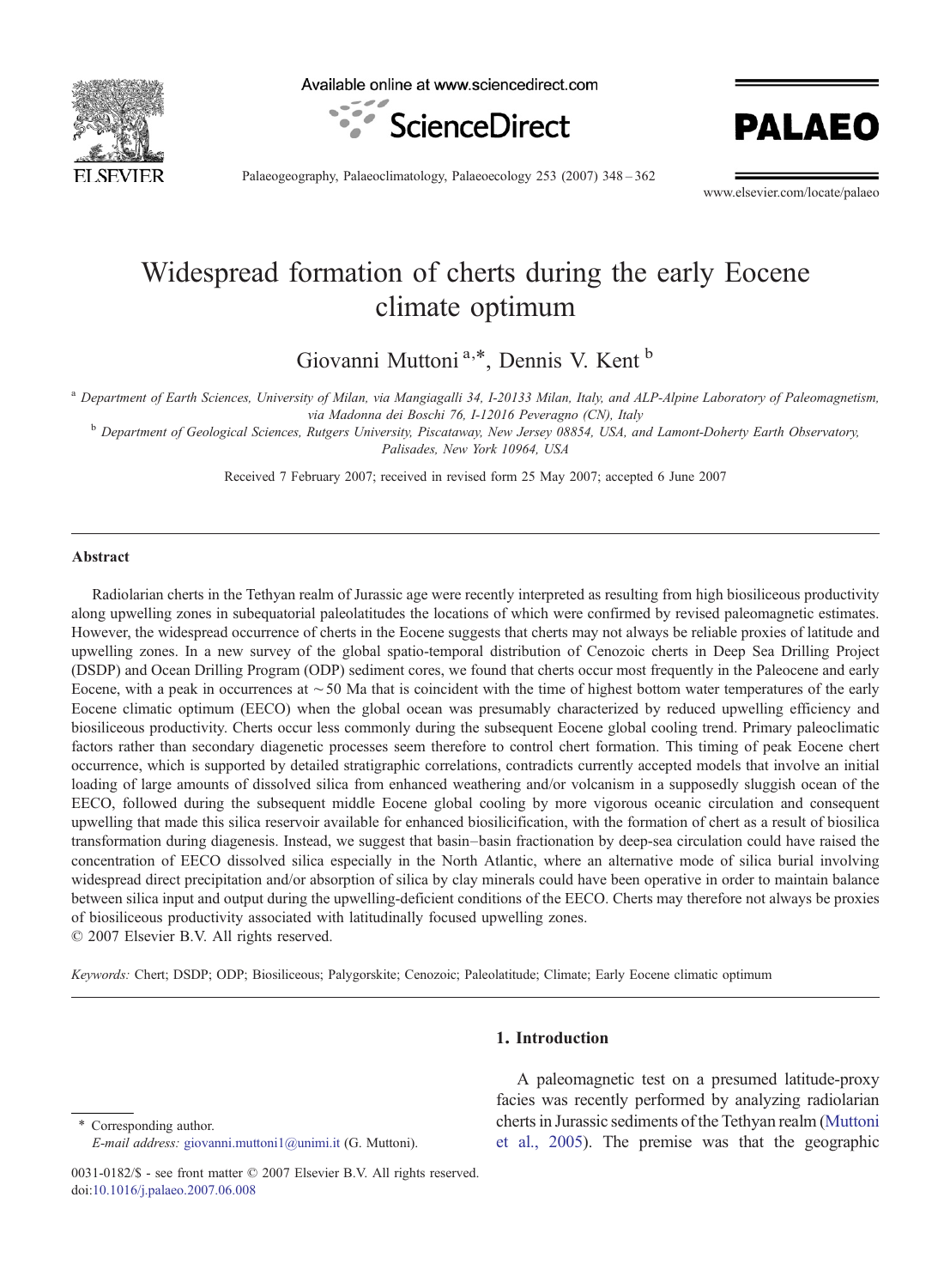# Widespread formation of cherts during the early Eocene climate optimum

Giovanni Muttoni [a,*], Dennis V. Kent [b]

[a] Department of Earth Sciences, University of Milan, via Mangiagalli 34, I-20133 Milan, Italy, and ALP-Alpine Laboratory of Paleomagnetism, via Madonna dei Boschi 76, I-12016 Peveragno (CN), Italy

[b] Department of Geological Sciences, Rutgers University, Piscataway, New Jersey 08854, USA, and Lamont-Doherty Earth Observatory, Palisades, New York 10964, USA

Received 7 February 2007; received in revised form 25 May 2007; accepted 6 June 2007

## Abstract

Radiolarian cherts in the Tethyan realm of Jurassic age were recently interpreted as resulting from high biosiliceous productivity along upwelling zones in subequatorial paleolatitudes the locations of which were confirmed by revised paleomagnetic estimates. However, the widespread occurrence of cherts in the Eocene suggests that cherts may not always be reliable proxies of latitude and upwelling zones. In a new survey of the global spatio-temporal distribution of Cenozoic cherts in Deep Sea Drilling Project (DSDP) and Ocean Drilling Program (ODP) sediment cores, we found that cherts occur most frequently in the Paleocene and early Eocene, with a peak in occurrences at ~50 Ma that is coincident with the time of highest bottom water temperatures of the early Eocene climatic optimum (EECO) when the global ocean was presumably characterized by reduced upwelling efficiency and biosiliceous productivity. Cherts occur less commonly during the subsequent Eocene global cooling trend. Primary paleoclimatic factors rather than secondary diagenetic processes seem therefore to control chert formation. This timing of peak Eocene chert occurrence, which is supported by detailed stratigraphic correlations, contradicts currently accepted models that involve an initial loading of large amounts of dissolved silica from enhanced weathering and/or volcanism in a supposedly sluggish ocean of the EECO, followed during the subsequent middle Eocene global cooling by more vigorous oceanic circulation and consequent upwelling that made this silica reservoir available for enhanced biosilicification, with the formation of chert as a result of biosilica transformation during diagenesis. Instead, we suggest that basin–basin fractionation by deep-sea circulation could have raised the concentration of EECO dissolved silica especially in the North Atlantic, where an alternative mode of silica burial involving widespread direct precipitation and/or absorption of silica by clay minerals could have been operative in order to maintain balance between silica input and output during the upwelling-deficient conditions of the EECO. Cherts may therefore not always be proxies of biosiliceous productivity associated with latitudinally focused upwelling zones.

© 2007 Elsevier B.V. All rights reserved.

*Keywords:* Chert; DSDP; ODP; Biosiliceous; Palygorskite; Cenozoic; Paleolatitude; Climate; Early Eocene climatic optimum

## 1. Introduction

A paleomagnetic test on a presumed latitude-proxy facies was recently performed by analyzing radiolarian cherts in Jurassic sediments of the Tethyan realm (Muttoni et al., 2005). The premise was that the geographic

\* Corresponding author.
*E-mail address:* giovanni.muttoni1@unimi.it (G. Muttoni).

0031-0182/$ - see front matter © 2007 Elsevier B.V. All rights reserved.
doi:10.1016/j.palaeo.2007.06.008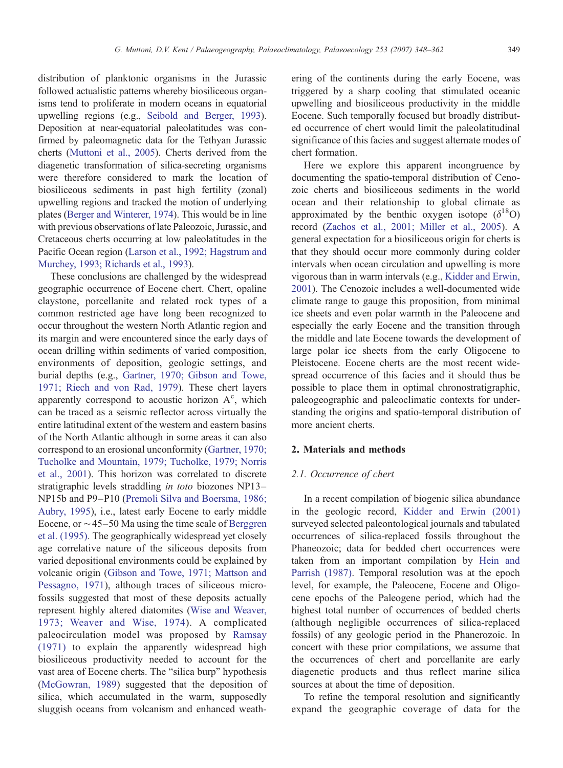distribution of planktonic organisms in the Jurassic followed actualistic patterns whereby biosiliceous organisms tend to proliferate in modern oceans in equatorial upwelling regions (e.g., Seibold and Berger, 1993). Deposition at near-equatorial paleolatitudes was confirmed by paleomagnetic data for the Tethyan Jurassic cherts (Muttoni et al., 2005). Cherts derived from the diagenetic transformation of silica-secreting organisms were therefore considered to mark the location of biosiliceous sediments in past high fertility (zonal) upwelling regions and tracked the motion of underlying plates (Berger and Winterer, 1974). This would be in line with previous observations of late Paleozoic, Jurassic, and Cretaceous cherts occurring at low paleolatitudes in the Pacific Ocean region (Larson et al., 1992; Hagstrum and Murchey, 1993; Richards et al., 1993).

These conclusions are challenged by the widespread geographic occurrence of Eocene chert. Chert, opaline claystone, porcellanite and related rock types of a common restricted age have long been recognized to occur throughout the western North Atlantic region and its margin and were encountered since the early days of ocean drilling within sediments of varied composition, environments of deposition, geologic settings, and burial depths (e.g., Gartner, 1970; Gibson and Towe, 1971; Riech and von Rad, 1979). These chert layers apparently correspond to acoustic horizon A$^c$, which can be traced as a seismic reflector across virtually the entire latitudinal extent of the western and eastern basins of the North Atlantic although in some areas it can also correspond to an erosional unconformity (Gartner, 1970; Tucholke and Mountain, 1979; Tucholke, 1979; Norris et al., 2001). This horizon was correlated to discrete stratigraphic levels straddling *in toto* biozones NP13–NP15b and P9–P10 (Premoli Silva and Boersma, 1986; Aubry, 1995), i.e., latest early Eocene to early middle Eocene, or ~45–50 Ma using the time scale of Berggren et al. (1995). The geographically widespread yet closely age correlative nature of the siliceous deposits from varied depositional environments could be explained by volcanic origin (Gibson and Towe, 1971; Mattson and Pessagno, 1971), although traces of siliceous microfossils suggested that most of these deposits actually represent highly altered diatomites (Wise and Weaver, 1973; Weaver and Wise, 1974). A complicated paleocirculation model was proposed by Ramsay (1971) to explain the apparently widespread high biosiliceous productivity needed to account for the vast area of Eocene cherts. The "silica burp" hypothesis (McGowran, 1989) suggested that the deposition of silica, which accumulated in the warm, supposedly sluggish oceans from volcanism and enhanced weathering of the continents during the early Eocene, was triggered by a sharp cooling that stimulated oceanic upwelling and biosiliceous productivity in the middle Eocene. Such temporally focused but broadly distributed occurrence of chert would limit the paleolatitudinal significance of this facies and suggest alternate modes of chert formation.

Here we explore this apparent incongruence by documenting the spatio-temporal distribution of Cenozoic cherts and biosiliceous sediments in the world ocean and their relationship to global climate as approximated by the benthic oxygen isotope ($\delta^{18}O$) record (Zachos et al., 2001; Miller et al., 2005). A general expectation for a biosiliceous origin for cherts is that they should occur more commonly during colder intervals when ocean circulation and upwelling is more vigorous than in warm intervals (e.g., Kidder and Erwin, 2001). The Cenozoic includes a well-documented wide climate range to gauge this proposition, from minimal ice sheets and even polar warmth in the Paleocene and especially the early Eocene and the transition through the middle and late Eocene towards the development of large polar ice sheets from the early Oligocene to Pleistocene. Eocene cherts are the most recent widespread occurrence of this facies and it should thus be possible to place them in optimal chronostratigraphic, paleogeographic and paleoclimatic contexts for understanding the origins and spatio-temporal distribution of more ancient cherts.

## 2. Materials and methods

### 2.1. Occurrence of chert

In a recent compilation of biogenic silica abundance in the geologic record, Kidder and Erwin (2001) surveyed selected paleontological journals and tabulated occurrences of silica-replaced fossils throughout the Phanerozoic; data for bedded chert occurrences were taken from an important compilation by Hein and Parrish (1987). Temporal resolution was at the epoch level, for example, the Paleocene, Eocene and Oligocene epochs of the Paleogene period, which had the highest total number of occurrences of bedded cherts (although negligible occurrences of silica-replaced fossils) of any geologic period in the Phanerozoic. In concert with these prior compilations, we assume that the occurrences of chert and porcellanite are early diagenetic products and thus reflect marine silica sources at about the time of deposition.

To refine the temporal resolution and significantly expand the geographic coverage of data for the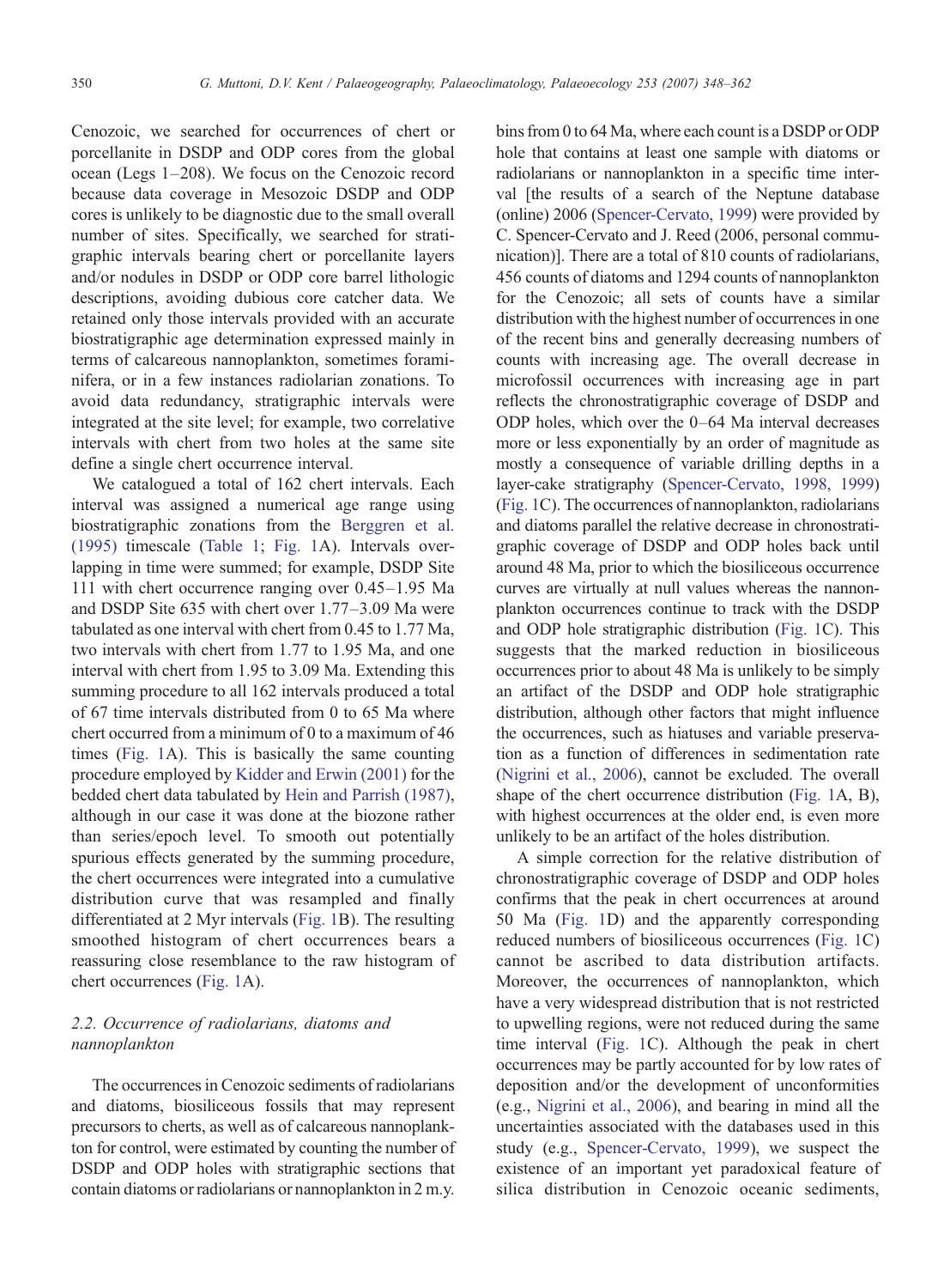Cenozoic, we searched for occurrences of chert or porcellanite in DSDP and ODP cores from the global ocean (Legs 1–208). We focus on the Cenozoic record because data coverage in Mesozoic DSDP and ODP cores is unlikely to be diagnostic due to the small overall number of sites. Specifically, we searched for stratigraphic intervals bearing chert or porcellanite layers and/or nodules in DSDP or ODP core barrel lithologic descriptions, avoiding dubious core catcher data. We retained only those intervals provided with an accurate biostratigraphic age determination expressed mainly in terms of calcareous nannoplankton, sometimes foraminifera, or in a few instances radiolarian zonations. To avoid data redundancy, stratigraphic intervals were integrated at the site level; for example, two correlative intervals with chert from two holes at the same site define a single chert occurrence interval.

We catalogued a total of 162 chert intervals. Each interval was assigned a numerical age range using biostratigraphic zonations from the Berggren et al. (1995) timescale (Table 1; Fig. 1A). Intervals overlapping in time were summed; for example, DSDP Site 111 with chert occurrence ranging over 0.45–1.95 Ma and DSDP Site 635 with chert over 1.77–3.09 Ma were tabulated as one interval with chert from 0.45 to 1.77 Ma, two intervals with chert from 1.77 to 1.95 Ma, and one interval with chert from 1.95 to 3.09 Ma. Extending this summing procedure to all 162 intervals produced a total of 67 time intervals distributed from 0 to 65 Ma where chert occurred from a minimum of 0 to a maximum of 46 times (Fig. 1A). This is basically the same counting procedure employed by Kidder and Erwin (2001) for the bedded chert data tabulated by Hein and Parrish (1987), although in our case it was done at the biozone rather than series/epoch level. To smooth out potentially spurious effects generated by the summing procedure, the chert occurrences were integrated into a cumulative distribution curve that was resampled and finally differentiated at 2 Myr intervals (Fig. 1B). The resulting smoothed histogram of chert occurrences bears a reassuring close resemblance to the raw histogram of chert occurrences (Fig. 1A).

### 2.2. Occurrence of radiolarians, diatoms and nannoplankton

The occurrences in Cenozoic sediments of radiolarians and diatoms, biosiliceous fossils that may represent precursors to cherts, as well as of calcareous nannoplankton for control, were estimated by counting the number of DSDP and ODP holes with stratigraphic sections that contain diatoms or radiolarians or nannoplankton in 2 m.y. bins from 0 to 64 Ma, where each count is a DSDP or ODP hole that contains at least one sample with diatoms or radiolarians or nannoplankton in a specific time interval [the results of a search of the Neptune database (online) 2006 (Spencer-Cervato, 1999) were provided by C. Spencer-Cervato and J. Reed (2006, personal communication)]. There are a total of 810 counts of radiolarians, 456 counts of diatoms and 1294 counts of nannoplankton for the Cenozoic; all sets of counts have a similar distribution with the highest number of occurrences in one of the recent bins and generally decreasing numbers of counts with increasing age. The overall decrease in microfossil occurrences with increasing age in part reflects the chronostratigraphic coverage of DSDP and ODP holes, which over the 0–64 Ma interval decreases more or less exponentially by an order of magnitude as mostly a consequence of variable drilling depths in a layer-cake stratigraphy (Spencer-Cervato, 1998, 1999) (Fig. 1C). The occurrences of nannoplankton, radiolarians and diatoms parallel the relative decrease in chronostratigraphic coverage of DSDP and ODP holes back until around 48 Ma, prior to which the biosiliceous occurrence curves are virtually at null values whereas the nannonplankton occurrences continue to track with the DSDP and ODP hole stratigraphic distribution (Fig. 1C). This suggests that the marked reduction in biosiliceous occurrences prior to about 48 Ma is unlikely to be simply an artifact of the DSDP and ODP hole stratigraphic distribution, although other factors that might influence the occurrences, such as hiatuses and variable preservation as a function of differences in sedimentation rate (Nigrini et al., 2006), cannot be excluded. The overall shape of the chert occurrence distribution (Fig. 1A, B), with highest occurrences at the older end, is even more unlikely to be an artifact of the holes distribution.

A simple correction for the relative distribution of chronostratigraphic coverage of DSDP and ODP holes confirms that the peak in chert occurrences at around 50 Ma (Fig. 1D) and the apparently corresponding reduced numbers of biosiliceous occurrences (Fig. 1C) cannot be ascribed to data distribution artifacts. Moreover, the occurrences of nannoplankton, which have a very widespread distribution that is not restricted to upwelling regions, were not reduced during the same time interval (Fig. 1C). Although the peak in chert occurrences may be partly accounted for by low rates of deposition and/or the development of unconformities (e.g., Nigrini et al., 2006), and bearing in mind all the uncertainties associated with the databases used in this study (e.g., Spencer-Cervato, 1999), we suspect the existence of an important yet paradoxical feature of silica distribution in Cenozoic oceanic sediments,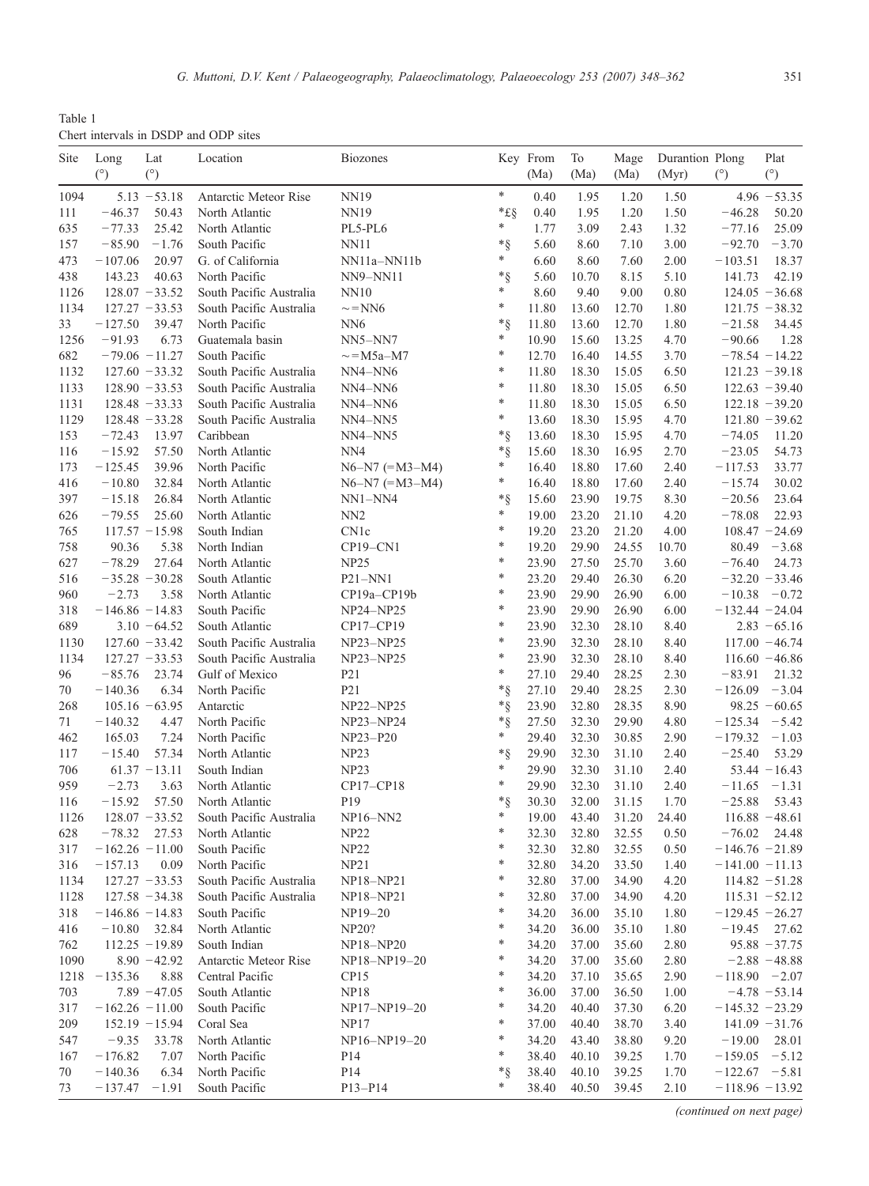Table 1
Chert intervals in DSDP and ODP sites

| Site | Long (°) | Lat (°) | Location | Biozones | Key | From (Ma) | To (Ma) | Mage (Ma) | Durantion (Myr) | Plong (°) | Plat (°) |
|---|---|---|---|---|---|---|---|---|---|---|---|
| 1094 | 5.13 | −53.18 | Antarctic Meteor Rise | NN19 | * | 0.40 | 1.95 | 1.20 | 1.50 | 4.96 | −53.35 |
| 111 | −46.37 | 50.43 | North Atlantic | NN19 | *£§ | 0.40 | 1.95 | 1.20 | 1.50 | −46.28 | 50.20 |
| 635 | −77.33 | 25.42 | North Atlantic | PL5-PL6 | * | 1.77 | 3.09 | 2.43 | 1.32 | −77.16 | 25.09 |
| 157 | −85.90 | −1.76 | South Pacific | NN11 | *§ | 5.60 | 8.60 | 7.10 | 3.00 | −92.70 | −3.70 |
| 473 | −107.06 | 20.97 | G. of California | NN11a–NN11b | * | 6.60 | 8.60 | 7.60 | 2.00 | −103.51 | 18.37 |
| 438 | 143.23 | 40.63 | North Pacific | NN9–NN11 | *§ | 5.60 | 10.70 | 8.15 | 5.10 | 141.73 | 42.19 |
| 1126 | 128.07 | −33.52 | South Pacific Australia | NN10 | * | 8.60 | 9.40 | 9.00 | 0.80 | 124.05 | −36.68 |
| 1134 | 127.27 | −33.53 | South Pacific Australia | ∼=NN6 | * | 11.80 | 13.60 | 12.70 | 1.80 | 121.75 | −38.32 |
| 33 | −127.50 | 39.47 | North Pacific | NN6 | *§ | 11.80 | 13.60 | 12.70 | 1.80 | −21.58 | 34.45 |
| 1256 | −91.93 | 6.73 | Guatemala basin | NN5–NN7 | * | 10.90 | 15.60 | 13.25 | 4.70 | −90.66 | 1.28 |
| 682 | −79.06 | −11.27 | South Pacific | ∼=M5a–M7 | * | 12.70 | 16.40 | 14.55 | 3.70 | −78.54 | −14.22 |
| 1132 | 127.60 | −33.32 | South Pacific Australia | NN4–NN6 | * | 11.80 | 18.30 | 15.05 | 6.50 | 121.23 | −39.18 |
| 1133 | 128.90 | −33.53 | South Pacific Australia | NN4–NN6 | * | 11.80 | 18.30 | 15.05 | 6.50 | 122.63 | −39.40 |
| 1131 | 128.48 | −33.33 | South Pacific Australia | NN4–NN6 | * | 11.80 | 18.30 | 15.05 | 6.50 | 122.18 | −39.20 |
| 1129 | 128.48 | −33.28 | South Pacific Australia | NN4–NN5 | * | 13.60 | 18.30 | 15.95 | 4.70 | 121.80 | −39.62 |
| 153 | −72.43 | 13.97 | Caribbean | NN4–NN5 | *§ | 13.60 | 18.30 | 15.95 | 4.70 | −74.05 | 11.20 |
| 116 | −15.92 | 57.50 | North Atlantic | NN4 | *§ | 15.60 | 18.30 | 16.95 | 2.70 | −23.05 | 54.73 |
| 173 | −125.45 | 39.96 | North Pacific | N6–N7 (=M3–M4) | * | 16.40 | 18.80 | 17.60 | 2.40 | −117.53 | 33.77 |
| 416 | −10.80 | 32.84 | North Atlantic | N6–N7 (=M3–M4) | * | 16.40 | 18.80 | 17.60 | 2.40 | −15.74 | 30.02 |
| 397 | −15.18 | 26.84 | North Atlantic | NN1–NN4 | *§ | 15.60 | 23.90 | 19.75 | 8.30 | −20.56 | 23.64 |
| 626 | −79.55 | 25.60 | North Atlantic | NN2 | * | 19.00 | 23.20 | 21.10 | 4.20 | −78.08 | 22.93 |
| 765 | 117.57 | −15.98 | South Indian | CN1c | * | 19.20 | 23.20 | 21.20 | 4.00 | 108.47 | −24.69 |
| 758 | 90.36 | 5.38 | North Indian | CP19–CN1 | * | 19.20 | 29.90 | 24.55 | 10.70 | 80.49 | −3.68 |
| 627 | −78.29 | 27.64 | North Atlantic | NP25 | * | 23.90 | 27.50 | 25.70 | 3.60 | −76.40 | 24.73 |
| 516 | −35.28 | −30.28 | South Atlantic | P21–NN1 | * | 23.20 | 29.40 | 26.30 | 6.20 | −32.20 | −33.46 |
| 960 | −2.73 | 3.58 | North Atlantic | CP19a–CP19b | * | 23.90 | 29.90 | 26.90 | 6.00 | −10.38 | −0.72 |
| 318 | −146.86 | −14.83 | South Pacific | NP24–NP25 | * | 23.90 | 29.90 | 26.90 | 6.00 | −132.44 | −24.04 |
| 689 | 3.10 | −64.52 | South Atlantic | CP17–CP19 | * | 23.90 | 32.30 | 28.10 | 8.40 | 2.83 | −65.16 |
| 1130 | 127.60 | −33.42 | South Pacific Australia | NP23–NP25 | * | 23.90 | 32.30 | 28.10 | 8.40 | 117.00 | −46.74 |
| 1134 | 127.27 | −33.53 | South Pacific Australia | NP23–NP25 | * | 23.90 | 32.30 | 28.10 | 8.40 | 116.60 | −46.86 |
| 96 | −85.76 | 23.74 | Gulf of Mexico | P21 | * | 27.10 | 29.40 | 28.25 | 2.30 | −83.91 | 21.32 |
| 70 | −140.36 | 6.34 | North Pacific | P21 | *§ | 27.10 | 29.40 | 28.25 | 2.30 | −126.09 | −3.04 |
| 268 | 105.16 | −63.95 | Antarctic | NP22–NP25 | *§ | 23.90 | 32.80 | 28.35 | 8.90 | 98.25 | −60.65 |
| 71 | −140.32 | 4.47 | North Pacific | NP23–NP24 | *§ | 27.50 | 32.30 | 29.90 | 4.80 | −125.34 | −5.42 |
| 462 | 165.03 | 7.24 | North Pacific | NP23–P20 | * | 29.40 | 32.30 | 30.85 | 2.90 | −179.32 | −1.03 |
| 117 | −15.40 | 57.34 | North Atlantic | NP23 | *§ | 29.90 | 32.30 | 31.10 | 2.40 | −25.40 | 53.29 |
| 706 | 61.37 | −13.11 | South Indian | NP23 | * | 29.90 | 32.30 | 31.10 | 2.40 | 53.44 | −16.43 |
| 959 | −2.73 | 3.63 | North Atlantic | CP17–CP18 | * | 29.90 | 32.30 | 31.10 | 2.40 | −11.65 | −1.31 |
| 116 | −15.92 | 57.50 | North Atlantic | P19 | *§ | 30.30 | 32.00 | 31.15 | 1.70 | −25.88 | 53.43 |
| 1126 | 128.07 | −33.52 | South Pacific Australia | NP16–NN2 | * | 19.00 | 43.40 | 31.20 | 24.40 | 116.88 | −48.61 |
| 628 | −78.32 | 27.53 | North Atlantic | NP22 | * | 32.30 | 32.80 | 32.55 | 0.50 | −76.02 | 24.48 |
| 317 | −162.26 | −11.00 | South Pacific | NP22 | * | 32.30 | 32.80 | 32.55 | 0.50 | −146.76 | −21.89 |
| 316 | −157.13 | 0.09 | North Pacific | NP21 | * | 32.80 | 34.20 | 33.50 | 1.40 | −141.00 | −11.13 |
| 1134 | 127.27 | −33.53 | South Pacific Australia | NP18–NP21 | * | 32.80 | 37.00 | 34.90 | 4.20 | 114.82 | −51.28 |
| 1128 | 127.58 | −34.38 | South Pacific Australia | NP18–NP21 | * | 32.80 | 37.00 | 34.90 | 4.20 | 115.31 | −52.12 |
| 318 | −146.86 | −14.83 | South Pacific | NP19–20 | * | 34.20 | 36.00 | 35.10 | 1.80 | −129.45 | −26.27 |
| 416 | −10.80 | 32.84 | North Atlantic | NP20? | * | 34.20 | 36.00 | 35.10 | 1.80 | −19.45 | 27.62 |
| 762 | 112.25 | −19.89 | South Indian | NP18–NP20 | * | 34.20 | 37.00 | 35.60 | 2.80 | 95.88 | −37.75 |
| 1090 | 8.90 | −42.92 | Antarctic Meteor Rise | NP18–NP19–20 | * | 34.20 | 37.00 | 35.60 | 2.80 | −2.88 | −48.88 |
| 1218 | −135.36 | 8.88 | Central Pacific | CP15 | * | 34.20 | 37.10 | 35.65 | 2.90 | −118.90 | −2.07 |
| 703 | 7.89 | −47.05 | South Atlantic | NP18 | * | 36.00 | 37.00 | 36.50 | 1.00 | −4.78 | −53.14 |
| 317 | −162.26 | −11.00 | South Pacific | NP17–NP19–20 | * | 34.20 | 40.40 | 37.30 | 6.20 | −145.32 | −23.29 |
| 209 | 152.19 | −15.94 | Coral Sea | NP17 | * | 37.00 | 40.40 | 38.70 | 3.40 | 141.09 | −31.76 |
| 547 | −9.35 | 33.78 | North Atlantic | NP16–NP19–20 | * | 34.20 | 43.40 | 38.80 | 9.20 | −19.00 | 28.01 |
| 167 | −176.82 | 7.07 | North Pacific | P14 | * | 38.40 | 40.10 | 39.25 | 1.70 | −159.05 | −5.12 |
| 70 | −140.36 | 6.34 | North Pacific | P14 | *§ | 38.40 | 40.10 | 39.25 | 1.70 | −122.67 | −5.81 |
| 73 | −137.47 | −1.91 | South Pacific | P13–P14 | * | 38.40 | 40.50 | 39.45 | 2.10 | −118.96 | −13.92 |

*(continued on next page)*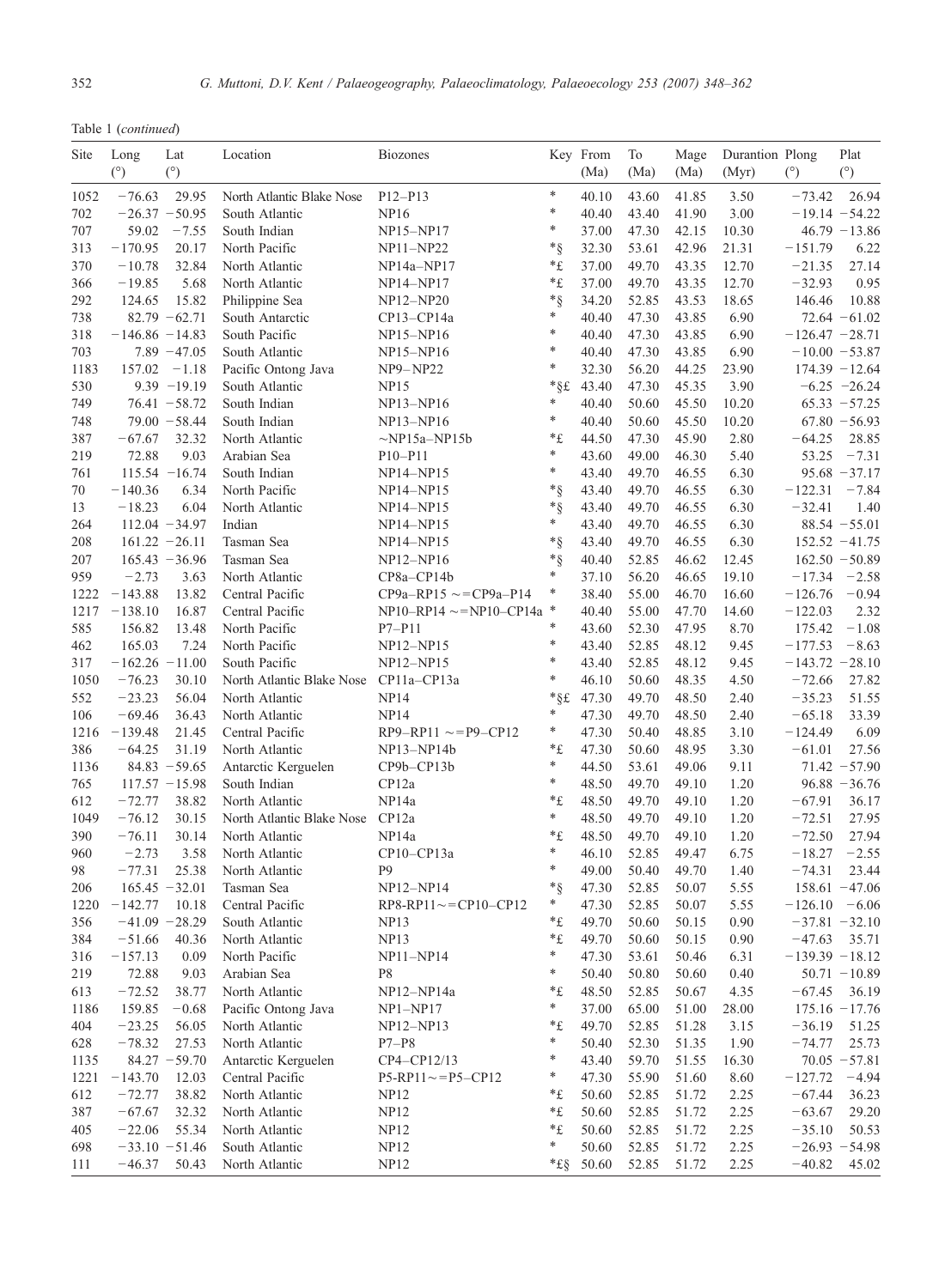Table 1 (*continued*)

| Site | Long (°) | Lat (°) | Location | Biozones | Key | From (Ma) | To (Ma) | Mage (Ma) | Durantion (Myr) | Plong (°) | Plat (°) |
|---|---|---|---|---|---|---|---|---|---|---|---|
| 1052 | −76.63 | 29.95 | North Atlantic Blake Nose | P12–P13 | * | 40.10 | 43.60 | 41.85 | 3.50 | −73.42 | 26.94 |
| 702 | −26.37 | −50.95 | South Atlantic | NP16 | * | 40.40 | 43.40 | 41.90 | 3.00 | −19.14 | −54.22 |
| 707 | 59.02 | −7.55 | South Indian | NP15–NP17 | * | 37.00 | 47.30 | 42.15 | 10.30 | 46.79 | −13.86 |
| 313 | −170.95 | 20.17 | North Pacific | NP11–NP22 | *§ | 32.30 | 53.61 | 42.96 | 21.31 | −151.79 | 6.22 |
| 370 | −10.78 | 32.84 | North Atlantic | NP14a–NP17 | *£ | 37.00 | 49.70 | 43.35 | 12.70 | −21.35 | 27.14 |
| 366 | −19.85 | 5.68 | North Atlantic | NP14–NP17 | *£ | 37.00 | 49.70 | 43.35 | 12.70 | −32.93 | 0.95 |
| 292 | 124.65 | 15.82 | Philippine Sea | NP12–NP20 | *§ | 34.20 | 52.85 | 43.53 | 18.65 | 146.46 | 10.88 |
| 738 | 82.79 | −62.71 | South Antarctic | CP13–CP14a | * | 40.40 | 47.30 | 43.85 | 6.90 | 72.64 | −61.02 |
| 318 | −146.86 | −14.83 | South Pacific | NP15–NP16 | * | 40.40 | 47.30 | 43.85 | 6.90 | −126.47 | −28.71 |
| 703 | 7.89 | −47.05 | South Atlantic | NP15–NP16 | * | 40.40 | 47.30 | 43.85 | 6.90 | −10.00 | −53.87 |
| 1183 | 157.02 | −1.18 | Pacific Ontong Java | NP9–NP22 | * | 32.30 | 56.20 | 44.25 | 23.90 | 174.39 | −12.64 |
| 530 | 9.39 | −19.19 | South Atlantic | NP15 | *§£ | 43.40 | 47.30 | 45.35 | 3.90 | −6.25 | −26.24 |
| 749 | 76.41 | −58.72 | South Indian | NP13–NP16 | * | 40.40 | 50.60 | 45.50 | 10.20 | 65.33 | −57.25 |
| 748 | 79.00 | −58.44 | South Indian | NP13–NP16 | * | 40.40 | 50.60 | 45.50 | 10.20 | 67.80 | −56.93 |
| 387 | −67.67 | 32.32 | North Atlantic | ~NP15a–NP15b | *£ | 44.50 | 47.30 | 45.90 | 2.80 | −64.25 | 28.85 |
| 219 | 72.88 | 9.03 | Arabian Sea | P10–P11 | * | 43.60 | 49.00 | 46.30 | 5.40 | 53.25 | −7.31 |
| 761 | 115.54 | −16.74 | South Indian | NP14–NP15 | * | 43.40 | 49.70 | 46.55 | 6.30 | 95.68 | −37.17 |
| 70 | −140.36 | 6.34 | North Pacific | NP14–NP15 | *§ | 43.40 | 49.70 | 46.55 | 6.30 | −122.31 | −7.84 |
| 13 | −18.23 | 6.04 | North Atlantic | NP14–NP15 | *§ | 43.40 | 49.70 | 46.55 | 6.30 | −32.41 | 1.40 |
| 264 | 112.04 | −34.97 | Indian | NP14–NP15 | * | 43.40 | 49.70 | 46.55 | 6.30 | 88.54 | −55.01 |
| 208 | 161.22 | −26.11 | Tasman Sea | NP14–NP15 | *§ | 43.40 | 49.70 | 46.55 | 6.30 | 152.52 | −41.75 |
| 207 | 165.43 | −36.96 | Tasman Sea | NP12–NP16 | *§ | 40.40 | 52.85 | 46.62 | 12.45 | 162.50 | −50.89 |
| 959 | −2.73 | 3.63 | North Atlantic | CP8a–CP14b | * | 37.10 | 56.20 | 46.65 | 19.10 | −17.34 | −2.58 |
| 1222 | −143.88 | 13.82 | Central Pacific | CP9a–RP15 ~=CP9a–P14 | * | 38.40 | 55.00 | 46.70 | 16.60 | −126.76 | −0.94 |
| 1217 | −138.10 | 16.87 | Central Pacific | NP10–RP14 ~=NP10–CP14a | * | 40.40 | 55.00 | 47.70 | 14.60 | −122.03 | 2.32 |
| 585 | 156.82 | 13.48 | North Pacific | P7–P11 | * | 43.60 | 52.30 | 47.95 | 8.70 | 175.42 | −1.08 |
| 462 | 165.03 | 7.24 | North Pacific | NP12–NP15 | * | 43.40 | 52.85 | 48.12 | 9.45 | −177.53 | −8.63 |
| 317 | −162.26 | −11.00 | South Pacific | NP12–NP15 | * | 43.40 | 52.85 | 48.12 | 9.45 | −143.72 | −28.10 |
| 1050 | −76.23 | 30.10 | North Atlantic Blake Nose | CP11a–CP13a | * | 46.10 | 50.60 | 48.35 | 4.50 | −72.66 | 27.82 |
| 552 | −23.23 | 56.04 | North Atlantic | NP14 | *§£ | 47.30 | 49.70 | 48.50 | 2.40 | −35.23 | 51.55 |
| 106 | −69.46 | 36.43 | North Atlantic | NP14 | * | 47.30 | 49.70 | 48.50 | 2.40 | −65.18 | 33.39 |
| 1216 | −139.48 | 21.45 | Central Pacific | RP9–RP11 ~=P9–CP12 | * | 47.30 | 50.40 | 48.85 | 3.10 | −124.49 | 6.09 |
| 386 | −64.25 | 31.19 | North Atlantic | NP13–NP14b | *£ | 47.30 | 50.60 | 48.95 | 3.30 | −61.01 | 27.56 |
| 1136 | 84.83 | −59.65 | Antarctic Kerguelen | CP9b–CP13b | * | 44.50 | 53.61 | 49.06 | 9.11 | 71.42 | −57.90 |
| 765 | 117.57 | −15.98 | South Indian | CP12a | * | 48.50 | 49.70 | 49.10 | 1.20 | 96.88 | −36.76 |
| 612 | −72.77 | 38.82 | North Atlantic | NP14a | *£ | 48.50 | 49.70 | 49.10 | 1.20 | −67.91 | 36.17 |
| 1049 | −76.12 | 30.15 | North Atlantic Blake Nose | CP12a | * | 48.50 | 49.70 | 49.10 | 1.20 | −72.51 | 27.95 |
| 390 | −76.11 | 30.14 | North Atlantic | NP14a | *£ | 48.50 | 49.70 | 49.10 | 1.20 | −72.50 | 27.94 |
| 960 | −2.73 | 3.58 | North Atlantic | CP10–CP13a | * | 46.10 | 52.85 | 49.47 | 6.75 | −18.27 | −2.55 |
| 98 | −77.31 | 25.38 | North Atlantic | P9 | * | 49.00 | 50.40 | 49.70 | 1.40 | −74.31 | 23.44 |
| 206 | 165.45 | −32.01 | Tasman Sea | NP12–NP14 | *§ | 47.30 | 52.85 | 50.07 | 5.55 | 158.61 | −47.06 |
| 1220 | −142.77 | 10.18 | Central Pacific | RP8-RP11~=CP10–CP12 | * | 47.30 | 52.85 | 50.07 | 5.55 | −126.10 | −6.06 |
| 356 | −41.09 | −28.29 | South Atlantic | NP13 | *£ | 49.70 | 50.60 | 50.15 | 0.90 | −37.81 | −32.10 |
| 384 | −51.66 | 40.36 | North Atlantic | NP13 | *£ | 49.70 | 50.60 | 50.15 | 0.90 | −47.63 | 35.71 |
| 316 | −157.13 | 0.09 | North Pacific | NP11–NP14 | * | 47.30 | 53.61 | 50.46 | 6.31 | −139.39 | −18.12 |
| 219 | 72.88 | 9.03 | Arabian Sea | P8 | * | 50.40 | 50.80 | 50.60 | 0.40 | 50.71 | −10.89 |
| 613 | −72.52 | 38.77 | North Atlantic | NP12–NP14a | *£ | 48.50 | 52.85 | 50.67 | 4.35 | −67.45 | 36.19 |
| 1186 | 159.85 | −0.68 | Pacific Ontong Java | NP1–NP17 | * | 37.00 | 65.00 | 51.00 | 28.00 | 175.16 | −17.76 |
| 404 | −23.25 | 56.05 | North Atlantic | NP12–NP13 | *£ | 49.70 | 52.85 | 51.28 | 3.15 | −36.19 | 51.25 |
| 628 | −78.32 | 27.53 | North Atlantic | P7–P8 | * | 50.40 | 52.30 | 51.35 | 1.90 | −74.77 | 25.73 |
| 1135 | 84.27 | −59.70 | Antarctic Kerguelen | CP4–CP12/13 | * | 43.40 | 59.70 | 51.55 | 16.30 | 70.05 | −57.81 |
| 1221 | −143.70 | 12.03 | Central Pacific | P5-RP11~=P5–CP12 | * | 47.30 | 55.90 | 51.60 | 8.60 | −127.72 | −4.94 |
| 612 | −72.77 | 38.82 | North Atlantic | NP12 | *£ | 50.60 | 52.85 | 51.72 | 2.25 | −67.44 | 36.23 |
| 387 | −67.67 | 32.32 | North Atlantic | NP12 | *£ | 50.60 | 52.85 | 51.72 | 2.25 | −63.67 | 29.20 |
| 405 | −22.06 | 55.34 | North Atlantic | NP12 | *£ | 50.60 | 52.85 | 51.72 | 2.25 | −35.10 | 50.53 |
| 698 | −33.10 | −51.46 | South Atlantic | NP12 | * | 50.60 | 52.85 | 51.72 | 2.25 | −26.93 | −54.98 |
| 111 | −46.37 | 50.43 | North Atlantic | NP12 | *£§ | 50.60 | 52.85 | 51.72 | 2.25 | −40.82 | 45.02 |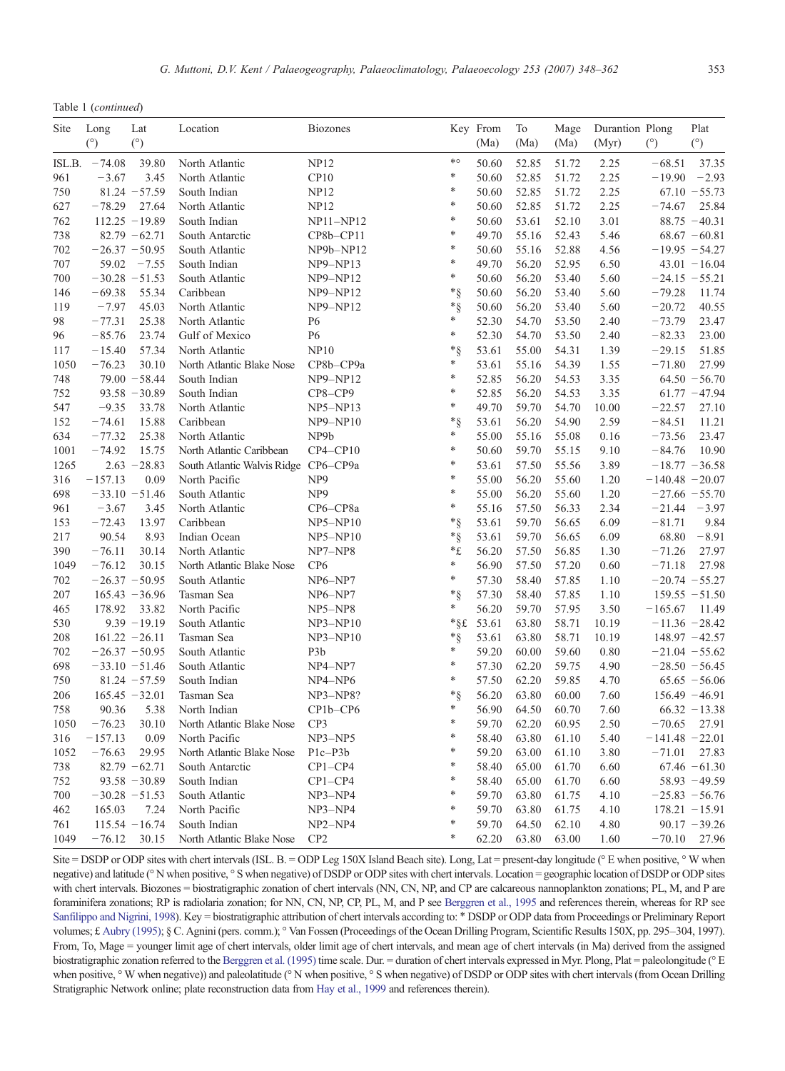Table 1 (*continued*)

| Site | Long (°) | Lat (°) | Location | Biozones | Key | From (Ma) | To (Ma) | Mage (Ma) | Durantion (Myr) | Plong (°) | Plat (°) |
|---|---|---|---|---|---|---|---|---|---|---|---|
| ISL.B. | −74.08 | 39.80 | North Atlantic | NP12 | *° | 50.60 | 52.85 | 51.72 | 2.25 | −68.51 | 37.35 |
| 961 | −3.67 | 3.45 | North Atlantic | CP10 | * | 50.60 | 52.85 | 51.72 | 2.25 | −19.90 | −2.93 |
| 750 | 81.24 | −57.59 | South Indian | NP12 | * | 50.60 | 52.85 | 51.72 | 2.25 | 67.10 | −55.73 |
| 627 | −78.29 | 27.64 | North Atlantic | NP12 | * | 50.60 | 52.85 | 51.72 | 2.25 | −74.67 | 25.84 |
| 762 | 112.25 | −19.89 | South Indian | NP11–NP12 | * | 50.60 | 53.61 | 52.10 | 3.01 | 88.75 | −40.31 |
| 738 | 82.79 | −62.71 | South Antarctic | CP8b–CP11 | * | 49.70 | 55.16 | 52.43 | 5.46 | 68.67 | −60.81 |
| 702 | −26.37 | −50.95 | South Atlantic | NP9b–NP12 | * | 50.60 | 55.16 | 52.88 | 4.56 | −19.95 | −54.27 |
| 707 | 59.02 | −7.55 | South Indian | NP9–NP13 | * | 49.70 | 56.20 | 52.95 | 6.50 | 43.01 | −16.04 |
| 700 | −30.28 | −51.53 | South Atlantic | NP9–NP12 | * | 50.60 | 56.20 | 53.40 | 5.60 | −24.15 | −55.21 |
| 146 | −69.38 | 55.34 | Caribbean | NP9–NP12 | *§ | 50.60 | 56.20 | 53.40 | 5.60 | −79.28 | 11.74 |
| 119 | −7.97 | 45.03 | North Atlantic | NP9–NP12 | *§ | 50.60 | 56.20 | 53.40 | 5.60 | −20.72 | 40.55 |
| 98 | −77.31 | 25.38 | North Atlantic | P6 | * | 52.30 | 54.70 | 53.50 | 2.40 | −73.79 | 23.47 |
| 96 | −85.76 | 23.74 | Gulf of Mexico | P6 | * | 52.30 | 54.70 | 53.50 | 2.40 | −82.33 | 23.00 |
| 117 | −15.40 | 57.34 | North Atlantic | NP10 | *§ | 53.61 | 55.00 | 54.31 | 1.39 | −29.15 | 51.85 |
| 1050 | −76.23 | 30.10 | North Atlantic Blake Nose | CP8b–CP9a | * | 53.61 | 55.16 | 54.39 | 1.55 | −71.80 | 27.99 |
| 748 | 79.00 | −58.44 | South Indian | NP9–NP12 | * | 52.85 | 56.20 | 54.53 | 3.35 | 64.50 | −56.70 |
| 752 | 93.58 | −30.89 | South Indian | CP8–CP9 | * | 52.85 | 56.20 | 54.53 | 3.35 | 61.77 | −47.94 |
| 547 | −9.35 | 33.78 | North Atlantic | NP5–NP13 | * | 49.70 | 59.70 | 54.70 | 10.00 | −22.57 | 27.10 |
| 152 | −74.61 | 15.88 | Caribbean | NP9–NP10 | *§ | 53.61 | 56.20 | 54.90 | 2.59 | −84.51 | 11.21 |
| 634 | −77.32 | 25.38 | North Atlantic | NP9b | * | 55.00 | 55.16 | 55.08 | 0.16 | −73.56 | 23.47 |
| 1001 | −74.92 | 15.75 | North Atlantic Caribbean | CP4–CP10 | * | 50.60 | 59.70 | 55.15 | 9.10 | −84.76 | 10.90 |
| 1265 | 2.63 | −28.83 | South Atlantic Walvis Ridge | CP6–CP9a | * | 53.61 | 57.50 | 55.56 | 3.89 | −18.77 | −36.58 |
| 316 | −157.13 | 0.09 | North Pacific | NP9 | * | 55.00 | 56.20 | 55.60 | 1.20 | −140.48 | −20.07 |
| 698 | −33.10 | −51.46 | South Atlantic | NP9 | * | 55.00 | 56.20 | 55.60 | 1.20 | −27.66 | −55.70 |
| 961 | −3.67 | 3.45 | North Atlantic | CP6–CP8a | * | 55.16 | 57.50 | 56.33 | 2.34 | −21.44 | −3.97 |
| 153 | −72.43 | 13.97 | Caribbean | NP5–NP10 | *§ | 53.61 | 59.70 | 56.65 | 6.09 | −81.71 | 9.84 |
| 217 | 90.54 | 8.93 | Indian Ocean | NP5–NP10 | *§ | 53.61 | 59.70 | 56.65 | 6.09 | 68.80 | −8.91 |
| 390 | −76.11 | 30.14 | North Atlantic | NP7–NP8 | *£ | 56.20 | 57.50 | 56.85 | 1.30 | −71.26 | 27.97 |
| 1049 | −76.12 | 30.15 | North Atlantic Blake Nose | CP6 | * | 56.90 | 57.50 | 57.20 | 0.60 | −71.18 | 27.98 |
| 702 | −26.37 | −50.95 | South Atlantic | NP6–NP7 | * | 57.30 | 58.40 | 57.85 | 1.10 | −20.74 | −55.27 |
| 207 | 165.43 | −36.96 | Tasman Sea | NP6–NP7 | *§ | 57.30 | 58.40 | 57.85 | 1.10 | 159.55 | −51.50 |
| 465 | 178.92 | 33.82 | North Pacific | NP5–NP8 | * | 56.20 | 59.70 | 57.95 | 3.50 | −165.67 | 11.49 |
| 530 | 9.39 | −19.19 | South Atlantic | NP3–NP10 | *§£ | 53.61 | 63.80 | 58.71 | 10.19 | −11.36 | −28.42 |
| 208 | 161.22 | −26.11 | Tasman Sea | NP3–NP10 | *§ | 53.61 | 63.80 | 58.71 | 10.19 | 148.97 | −42.57 |
| 702 | −26.37 | −50.95 | South Atlantic | P3b | * | 59.20 | 60.00 | 59.60 | 0.80 | −21.04 | −55.62 |
| 698 | −33.10 | −51.46 | South Atlantic | NP4–NP7 | * | 57.30 | 62.20 | 59.75 | 4.90 | −28.50 | −56.45 |
| 750 | 81.24 | −57.59 | South Indian | NP4–NP6 | * | 57.50 | 62.20 | 59.85 | 4.70 | 65.65 | −56.06 |
| 206 | 165.45 | −32.01 | Tasman Sea | NP3–NP8? | *§ | 56.20 | 63.80 | 60.00 | 7.60 | 156.49 | −46.91 |
| 758 | 90.36 | 5.38 | North Indian | CP1b–CP6 | * | 56.90 | 64.50 | 60.70 | 7.60 | 66.32 | −13.38 |
| 1050 | −76.23 | 30.10 | North Atlantic Blake Nose | CP3 | * | 59.70 | 62.20 | 60.95 | 2.50 | −70.65 | 27.91 |
| 316 | −157.13 | 0.09 | North Pacific | NP3–NP5 | * | 58.40 | 63.80 | 61.10 | 5.40 | −141.48 | −22.01 |
| 1052 | −76.63 | 29.95 | North Atlantic Blake Nose | P1c–P3b | * | 59.20 | 63.00 | 61.10 | 3.80 | −71.01 | 27.83 |
| 738 | 82.79 | −62.71 | South Antarctic | CP1–CP4 | * | 58.40 | 65.00 | 61.70 | 6.60 | 67.46 | −61.30 |
| 752 | 93.58 | −30.89 | South Indian | CP1–CP4 | * | 58.40 | 65.00 | 61.70 | 6.60 | 58.93 | −49.59 |
| 700 | −30.28 | −51.53 | South Atlantic | NP3–NP4 | * | 59.70 | 63.80 | 61.75 | 4.10 | −25.83 | −56.76 |
| 462 | 165.03 | 7.24 | North Pacific | NP3–NP4 | * | 59.70 | 63.80 | 61.75 | 4.10 | 178.21 | −15.91 |
| 761 | 115.54 | −16.74 | South Indian | NP2–NP4 | * | 59.70 | 64.50 | 62.10 | 4.80 | 90.17 | −39.26 |
| 1049 | −76.12 | 30.15 | North Atlantic Blake Nose | CP2 | * | 62.20 | 63.80 | 63.00 | 1.60 | −70.10 | 27.96 |

Site = DSDP or ODP sites with chert intervals (ISL. B. = ODP Leg 150X Island Beach site). Long, Lat = present-day longitude (° E when positive, ° W when negative) and latitude (° N when positive, ° S when negative) of DSDP or ODP sites with chert intervals. Location = geographic location of DSDP or ODP sites with chert intervals. Biozones = biostratigraphic zonation of chert intervals (NN, CN, NP, and CP are calcareous nannoplankton zonations; PL, M, and P are foraminifera zonations; RP is radiolaria zonation; for NN, CN, NP, CP, PL, M, and P see Berggren et al., 1995 and references therein, whereas for RP see Sanfilippo and Nigrini, 1998). Key = biostratigraphic attribution of chert intervals according to: * DSDP or ODP data from Proceedings or Preliminary Report volumes; £ Aubry (1995); § C. Agnini (pers. comm.); ° Van Fossen (Proceedings of the Ocean Drilling Program, Scientific Results 150X, pp. 295–304, 1997). From, To, Mage = younger limit age of chert intervals, older limit age of chert intervals, and mean age of chert intervals (in Ma) derived from the assigned biostratigraphic zonation referred to the Berggren et al. (1995) time scale. Dur. = duration of chert intervals expressed in Myr. Plong, Plat = paleolongitude (° E when positive, ° W when negative) and paleolatitude (° N when positive, ° S when negative) of DSDP or ODP sites with chert intervals (from Ocean Drilling Stratigraphic Network online; plate reconstruction data from Hay et al., 1999 and references therein).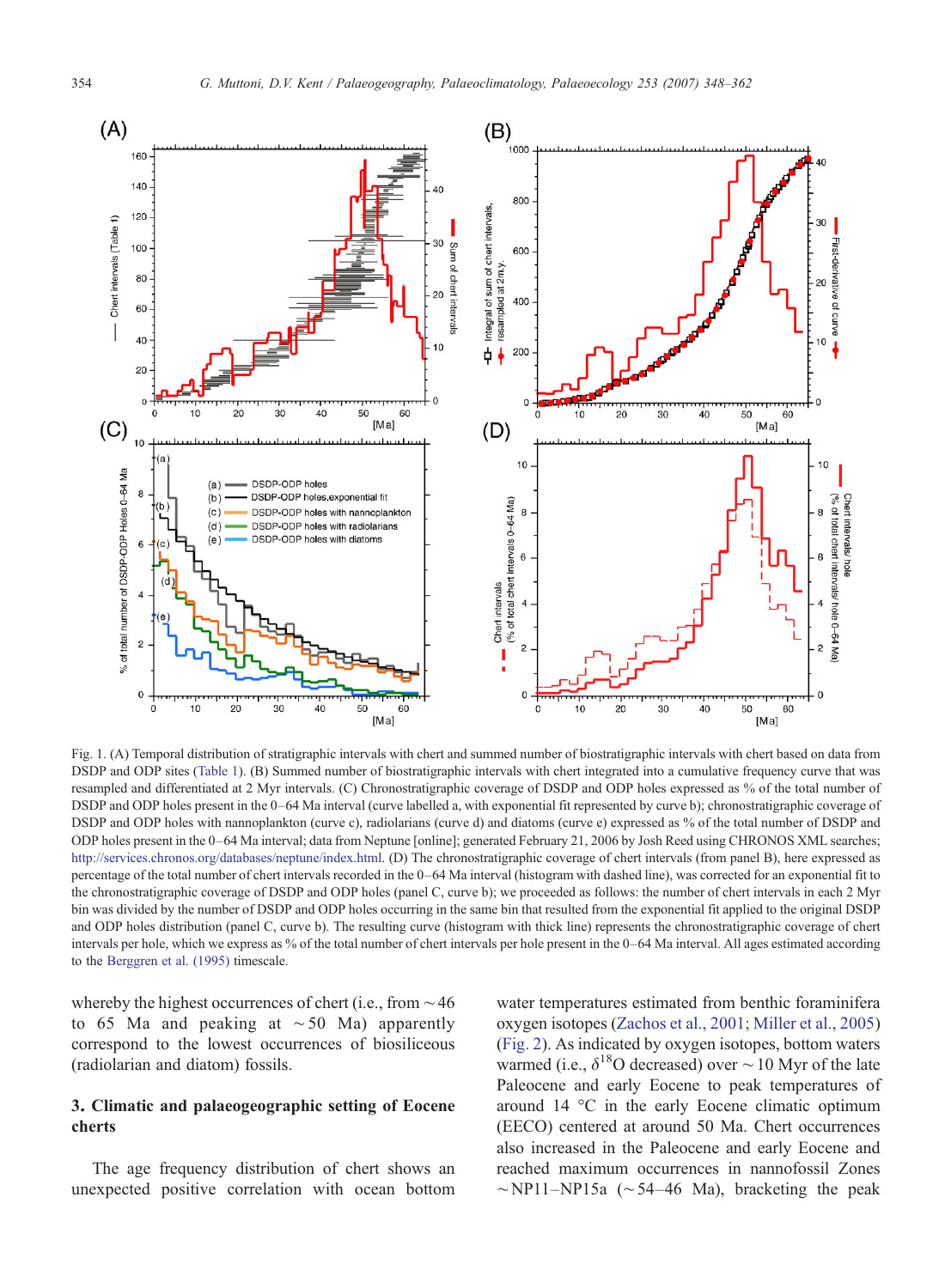Fig. 1. (A) Temporal distribution of stratigraphic intervals with chert and summed number of biostratigraphic intervals with chert based on data from DSDP and ODP sites (Table 1). (B) Summed number of biostratigraphic intervals with chert integrated into a cumulative frequency curve that was resampled and differentiated at 2 Myr intervals. (C) Chronostratigraphic coverage of DSDP and ODP holes expressed as % of the total number of DSDP and ODP holes present in the 0–64 Ma interval (curve labelled a, with exponential fit represented by curve b); chronostratigraphic coverage of DSDP and ODP holes with nannoplankton (curve c), radiolarians (curve d) and diatoms (curve e) expressed as % of the total number of DSDP and ODP holes present in the 0–64 Ma interval; data from Neptune [online]; generated February 21, 2006 by Josh Reed using CHRONOS XML searches; http://services.chronos.org/databases/neptune/index.html. (D) The chronostratigraphic coverage of chert intervals (from panel B), here expressed as percentage of the total number of chert intervals recorded in the 0–64 Ma interval (histogram with dashed line), was corrected for an exponential fit to the chronostratigraphic coverage of DSDP and ODP holes (panel C, curve b); we proceeded as follows: the number of chert intervals in each 2 Myr bin was divided by the number of DSDP and ODP holes occurring in the same bin that resulted from the exponential fit applied to the original DSDP and ODP holes distribution (panel C, curve b). The resulting curve (histogram with thick line) represents the chronostratigraphic coverage of chert intervals per hole, which we express as % of the total number of chert intervals per hole present in the 0–64 Ma interval. All ages estimated according to the Berggren et al. (1995) timescale.

whereby the highest occurrences of chert (i.e., from ~46 to 65 Ma and peaking at ~50 Ma) apparently correspond to the lowest occurrences of biosiliceous (radiolarian and diatom) fossils.

## 3. Climatic and palaeogeographic setting of Eocene cherts

The age frequency distribution of chert shows an unexpected positive correlation with ocean bottom water temperatures estimated from benthic foraminifera oxygen isotopes (Zachos et al., 2001; Miller et al., 2005) (Fig. 2). As indicated by oxygen isotopes, bottom waters warmed (i.e., $\delta^{18}O$ decreased) over ~10 Myr of the late Paleocene and early Eocene to peak temperatures of around 14 °C in the early Eocene climatic optimum (EECO) centered at around 50 Ma. Chert occurrences also increased in the Paleocene and early Eocene and reached maximum occurrences in nannofossil Zones ~NP11–NP15a (~54–46 Ma), bracketing the peak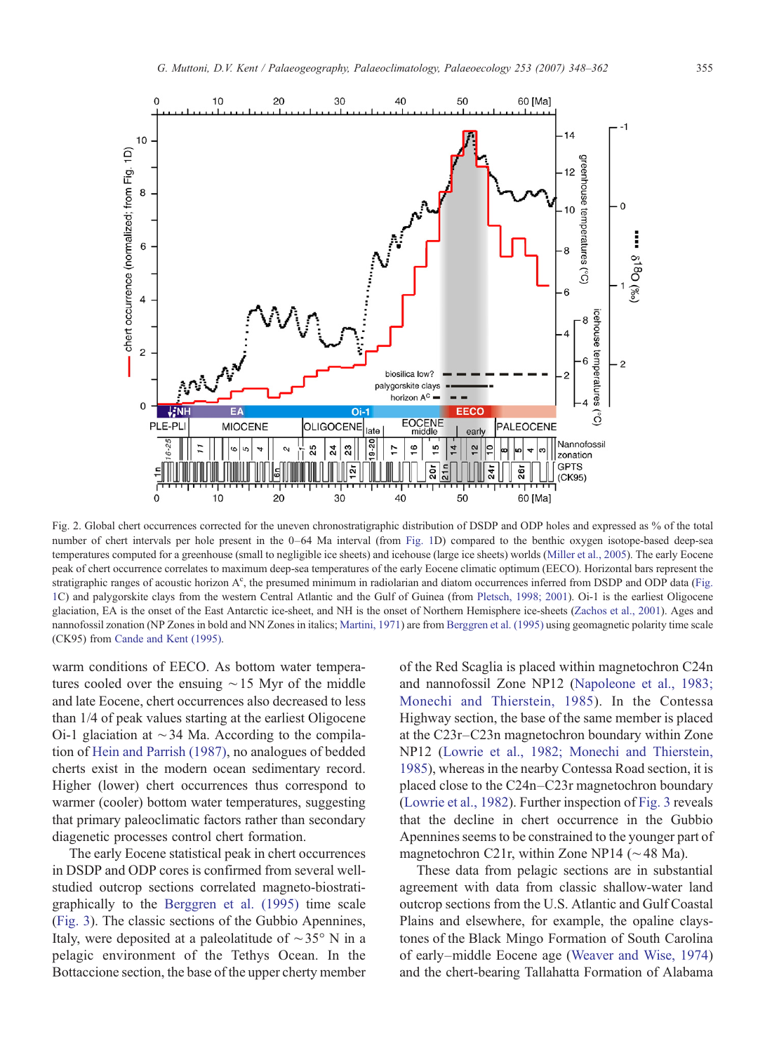Fig. 2. Global chert occurrences corrected for the uneven chronostratigraphic distribution of DSDP and ODP holes and expressed as % of the total number of chert intervals per hole present in the 0–64 Ma interval (from Fig. 1D) compared to the benthic oxygen isotope-based deep-sea temperatures computed for a greenhouse (small to negligible ice sheets) and icehouse (large ice sheets) worlds (Miller et al., 2005). The early Eocene peak of chert occurrence correlates to maximum deep-sea temperatures of the early Eocene climatic optimum (EECO). Horizontal bars represent the stratigraphic ranges of acoustic horizon A$^c$, the presumed minimum in radiolarian and diatom occurrences inferred from DSDP and ODP data (Fig. 1C) and palygorskite clays from the western Central Atlantic and the Gulf of Guinea (from Pletsch, 1998; 2001). Oi-1 is the earliest Oligocene glaciation, EA is the onset of the East Antarctic ice-sheet, and NH is the onset of Northern Hemisphere ice-sheets (Zachos et al., 2001). Ages and nannofossil zonation (NP Zones in bold and NN Zones in italics; Martini, 1971) are from Berggren et al. (1995) using geomagnetic polarity time scale (CK95) from Cande and Kent (1995).

warm conditions of EECO. As bottom water temperatures cooled over the ensuing ~15 Myr of the middle and late Eocene, chert occurrences also decreased to less than 1/4 of peak values starting at the earliest Oligocene Oi-1 glaciation at ~34 Ma. According to the compilation of Hein and Parrish (1987), no analogues of bedded cherts exist in the modern ocean sedimentary record. Higher (lower) chert occurrences thus correspond to warmer (cooler) bottom water temperatures, suggesting that primary paleoclimatic factors rather than secondary diagenetic processes control chert formation.

The early Eocene statistical peak in chert occurrences in DSDP and ODP cores is confirmed from several well-studied outcrop sections correlated magneto-biostratigraphically to the Berggren et al. (1995) time scale (Fig. 3). The classic sections of the Gubbio Apennines, Italy, were deposited at a paleolatitude of ~35° N in a pelagic environment of the Tethys Ocean. In the Bottaccione section, the base of the upper cherty member of the Red Scaglia is placed within magnetochron C24n and nannofossil Zone NP12 (Napoleone et al., 1983; Monechi and Thierstein, 1985). In the Contessa Highway section, the base of the same member is placed at the C23r–C23n magnetochron boundary within Zone NP12 (Lowrie et al., 1982; Monechi and Thierstein, 1985), whereas in the nearby Contessa Road section, it is placed close to the C24n–C23r magnetochron boundary (Lowrie et al., 1982). Further inspection of Fig. 3 reveals that the decline in chert occurrence in the Gubbio Apennines seems to be constrained to the younger part of magnetochron C21r, within Zone NP14 (~48 Ma).

These data from pelagic sections are in substantial agreement with data from classic shallow-water land outcrop sections from the U.S. Atlantic and Gulf Coastal Plains and elsewhere, for example, the opaline claystones of the Black Mingo Formation of South Carolina of early–middle Eocene age (Weaver and Wise, 1974) and the chert-bearing Tallahatta Formation of Alabama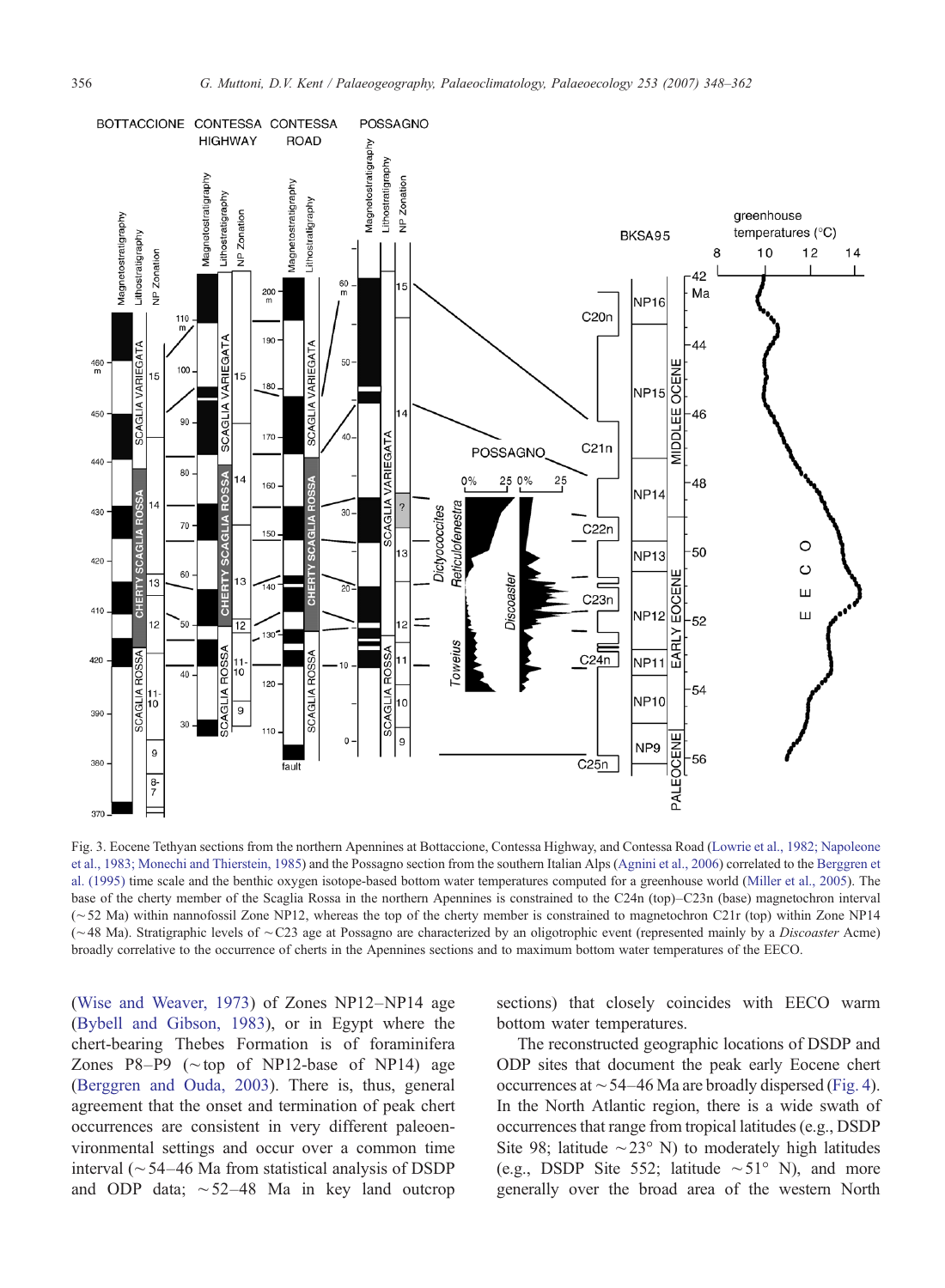Fig. 3. Eocene Tethyan sections from the northern Apennines at Bottaccione, Contessa Highway, and Contessa Road (Lowrie et al., 1982; Napoleone et al., 1983; Monechi and Thierstein, 1985) and the Possagno section from the southern Italian Alps (Agnini et al., 2006) correlated to the Berggren et al. (1995) time scale and the benthic oxygen isotope-based bottom water temperatures computed for a greenhouse world (Miller et al., 2005). The base of the cherty member of the Scaglia Rossa in the northern Apennines is constrained to the C24n (top)–C23n (base) magnetochron interval (~52 Ma) within nannofossil Zone NP12, whereas the top of the cherty member is constrained to magnetochron C21r (top) within Zone NP14 (~48 Ma). Stratigraphic levels of ~C23 age at Possagno are characterized by an oligotrophic event (represented mainly by a *Discoaster* Acme) broadly correlative to the occurrence of cherts in the Apennines sections and to maximum bottom water temperatures of the EECO.

(Wise and Weaver, 1973) of Zones NP12–NP14 age (Bybell and Gibson, 1983), or in Egypt where the chert-bearing Thebes Formation is of foraminifera Zones P8–P9 (~top of NP12-base of NP14) age (Berggren and Ouda, 2003). There is, thus, general agreement that the onset and termination of peak chert occurrences are consistent in very different paleoenvironmental settings and occur over a common time interval (~54–46 Ma from statistical analysis of DSDP and ODP data; ~52–48 Ma in key land outcrop sections) that closely coincides with EECO warm bottom water temperatures.

The reconstructed geographic locations of DSDP and ODP sites that document the peak early Eocene chert occurrences at ~54–46 Ma are broadly dispersed (Fig. 4). In the North Atlantic region, there is a wide swath of occurrences that range from tropical latitudes (e.g., DSDP Site 98; latitude ~23° N) to moderately high latitudes (e.g., DSDP Site 552; latitude ~51° N), and more generally over the broad area of the western North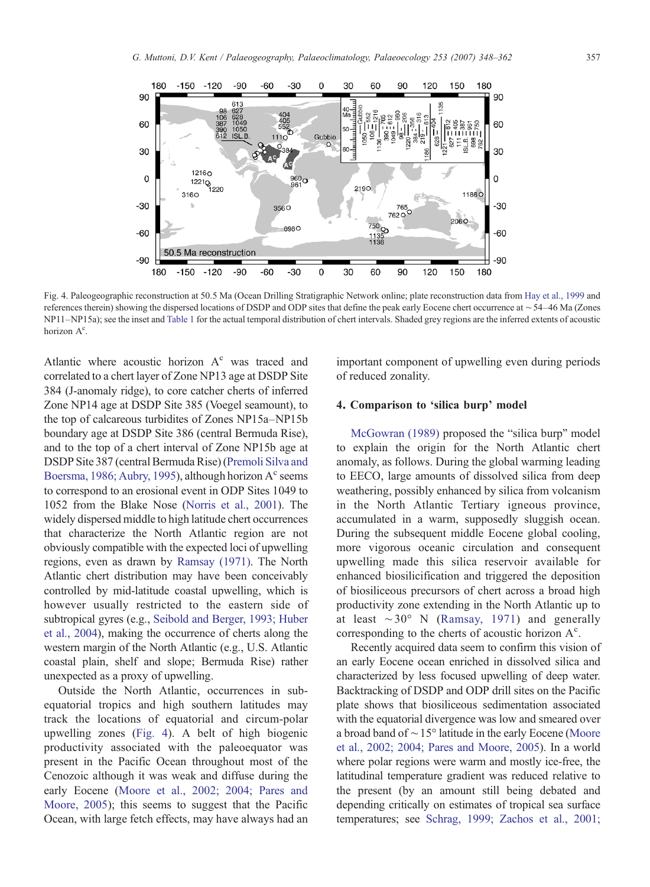Fig. 4. Paleogeographic reconstruction at 50.5 Ma (Ocean Drilling Stratigraphic Network online; plate reconstruction data from Hay et al., 1999 and references therein) showing the dispersed locations of DSDP and ODP sites that define the peak early Eocene chert occurrence at ~54–46 Ma (Zones NP11–NP15a); see the inset and Table 1 for the actual temporal distribution of chert intervals. Shaded grey regions are the inferred extents of acoustic horizon A$^c$.

Atlantic where acoustic horizon A$^c$ was traced and correlated to a chert layer of Zone NP13 age at DSDP Site 384 (J-anomaly ridge), to core catcher cherts of inferred Zone NP14 age at DSDP Site 385 (Voegel seamount), to the top of calcareous turbidites of Zones NP15a–NP15b boundary age at DSDP Site 386 (central Bermuda Rise), and to the top of a chert interval of Zone NP15b age at DSDP Site 387 (central Bermuda Rise) (Premoli Silva and Boersma, 1986; Aubry, 1995), although horizon A$^c$ seems to correspond to an erosional event in ODP Sites 1049 to 1052 from the Blake Nose (Norris et al., 2001). The widely dispersed middle to high latitude chert occurrences that characterize the North Atlantic region are not obviously compatible with the expected loci of upwelling regions, even as drawn by Ramsay (1971). The North Atlantic chert distribution may have been conceivably controlled by mid-latitude coastal upwelling, which is however usually restricted to the eastern side of subtropical gyres (e.g., Seibold and Berger, 1993; Huber et al., 2004), making the occurrence of cherts along the western margin of the North Atlantic (e.g., U.S. Atlantic coastal plain, shelf and slope; Bermuda Rise) rather unexpected as a proxy of upwelling.

Outside the North Atlantic, occurrences in sub-equatorial tropics and high southern latitudes may track the locations of equatorial and circum-polar upwelling zones (Fig. 4). A belt of high biogenic productivity associated with the paleoequator was present in the Pacific Ocean throughout most of the Cenozoic although it was weak and diffuse during the early Eocene (Moore et al., 2002; 2004; Pares and Moore, 2005); this seems to suggest that the Pacific Ocean, with large fetch effects, may have always had an important component of upwelling even during periods of reduced zonality.

## 4. Comparison to 'silica burp' model

McGowran (1989) proposed the "silica burp" model to explain the origin for the North Atlantic chert anomaly, as follows. During the global warming leading to EECO, large amounts of dissolved silica from deep weathering, possibly enhanced by silica from volcanism in the North Atlantic Tertiary igneous province, accumulated in a warm, supposedly sluggish ocean. During the subsequent middle Eocene global cooling, more vigorous oceanic circulation and consequent upwelling made this silica reservoir available for enhanced biosilicification and triggered the deposition of biosiliceous precursors of chert across a broad high productivity zone extending in the North Atlantic up to at least ~30° N (Ramsay, 1971) and generally corresponding to the cherts of acoustic horizon A$^c$.

Recently acquired data seem to confirm this vision of an early Eocene ocean enriched in dissolved silica and characterized by less focused upwelling of deep water. Backtracking of DSDP and ODP drill sites on the Pacific plate shows that biosiliceous sedimentation associated with the equatorial divergence was low and smeared over a broad band of ~15° latitude in the early Eocene (Moore et al., 2002; 2004; Pares and Moore, 2005). In a world where polar regions were warm and mostly ice-free, the latitudinal temperature gradient was reduced relative to the present (by an amount still being debated and depending critically on estimates of tropical sea surface temperatures; see Schrag, 1999; Zachos et al., 2001;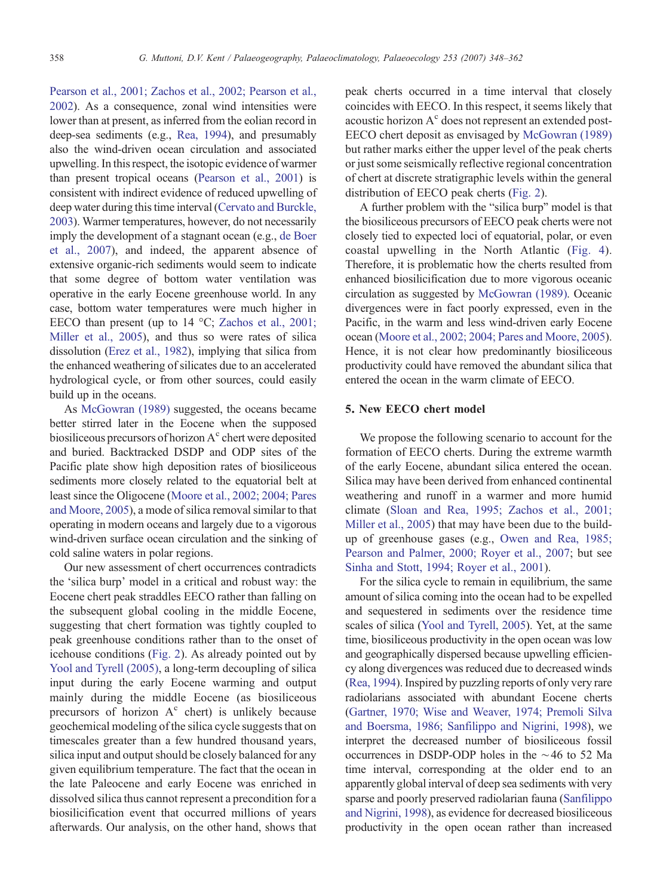Pearson et al., 2001; Zachos et al., 2002; Pearson et al., 2002). As a consequence, zonal wind intensities were lower than at present, as inferred from the eolian record in deep-sea sediments (e.g., Rea, 1994), and presumably also the wind-driven ocean circulation and associated upwelling. In this respect, the isotopic evidence of warmer than present tropical oceans (Pearson et al., 2001) is consistent with indirect evidence of reduced upwelling of deep water during this time interval (Cervato and Burckle, 2003). Warmer temperatures, however, do not necessarily imply the development of a stagnant ocean (e.g., de Boer et al., 2007), and indeed, the apparent absence of extensive organic-rich sediments would seem to indicate that some degree of bottom water ventilation was operative in the early Eocene greenhouse world. In any case, bottom water temperatures were much higher in EECO than present (up to 14 °C; Zachos et al., 2001; Miller et al., 2005), and thus so were rates of silica dissolution (Erez et al., 1982), implying that silica from the enhanced weathering of silicates due to an accelerated hydrological cycle, or from other sources, could easily build up in the oceans.

As McGowran (1989) suggested, the oceans became better stirred later in the Eocene when the supposed biosiliceous precursors of horizon $A^c$ chert were deposited and buried. Backtracked DSDP and ODP sites of the Pacific plate show high deposition rates of biosiliceous sediments more closely related to the equatorial belt at least since the Oligocene (Moore et al., 2002; 2004; Pares and Moore, 2005), a mode of silica removal similar to that operating in modern oceans and largely due to a vigorous wind-driven surface ocean circulation and the sinking of cold saline waters in polar regions.

Our new assessment of chert occurrences contradicts the 'silica burp' model in a critical and robust way: the Eocene chert peak straddles EECO rather than falling on the subsequent global cooling in the middle Eocene, suggesting that chert formation was tightly coupled to peak greenhouse conditions rather than to the onset of icehouse conditions (Fig. 2). As already pointed out by Yool and Tyrell (2005), a long-term decoupling of silica input during the early Eocene warming and output mainly during the middle Eocene (as biosiliceous precursors of horizon $A^c$ chert) is unlikely because geochemical modeling of the silica cycle suggests that on timescales greater than a few hundred thousand years, silica input and output should be closely balanced for any given equilibrium temperature. The fact that the ocean in the late Paleocene and early Eocene was enriched in dissolved silica thus cannot represent a precondition for a biosilicification event that occurred millions of years afterwards. Our analysis, on the other hand, shows that peak cherts occurred in a time interval that closely coincides with EECO. In this respect, it seems likely that acoustic horizon $A^c$ does not represent an extended post-EECO chert deposit as envisaged by McGowran (1989) but rather marks either the upper level of the peak cherts or just some seismically reflective regional concentration of chert at discrete stratigraphic levels within the general distribution of EECO peak cherts (Fig. 2).

A further problem with the "silica burp" model is that the biosiliceous precursors of EECO peak cherts were not closely tied to expected loci of equatorial, polar, or even coastal upwelling in the North Atlantic (Fig. 4). Therefore, it is problematic how the cherts resulted from enhanced biosilicification due to more vigorous oceanic circulation as suggested by McGowran (1989). Oceanic divergences were in fact poorly expressed, even in the Pacific, in the warm and less wind-driven early Eocene ocean (Moore et al., 2002; 2004; Pares and Moore, 2005). Hence, it is not clear how predominantly biosiliceous productivity could have removed the abundant silica that entered the ocean in the warm climate of EECO.

## 5. New EECO chert model

We propose the following scenario to account for the formation of EECO cherts. During the extreme warmth of the early Eocene, abundant silica entered the ocean. Silica may have been derived from enhanced continental weathering and runoff in a warmer and more humid climate (Sloan and Rea, 1995; Zachos et al., 2001; Miller et al., 2005) that may have been due to the build-up of greenhouse gases (e.g., Owen and Rea, 1985; Pearson and Palmer, 2000; Royer et al., 2007; but see Sinha and Stott, 1994; Royer et al., 2001).

For the silica cycle to remain in equilibrium, the same amount of silica coming into the ocean had to be expelled and sequestered in sediments over the residence time scales of silica (Yool and Tyrell, 2005). Yet, at the same time, biosiliceous productivity in the open ocean was low and geographically dispersed because upwelling efficiency along divergences was reduced due to decreased winds (Rea, 1994). Inspired by puzzling reports of only very rare radiolarians associated with abundant Eocene cherts (Gartner, 1970; Wise and Weaver, 1974; Premoli Silva and Boersma, 1986; Sanfilippo and Nigrini, 1998), we interpret the decreased number of biosiliceous fossil occurrences in DSDP-ODP holes in the ~46 to 52 Ma time interval, corresponding at the older end to an apparently global interval of deep sea sediments with very sparse and poorly preserved radiolarian fauna (Sanfilippo and Nigrini, 1998), as evidence for decreased biosiliceous productivity in the open ocean rather than increased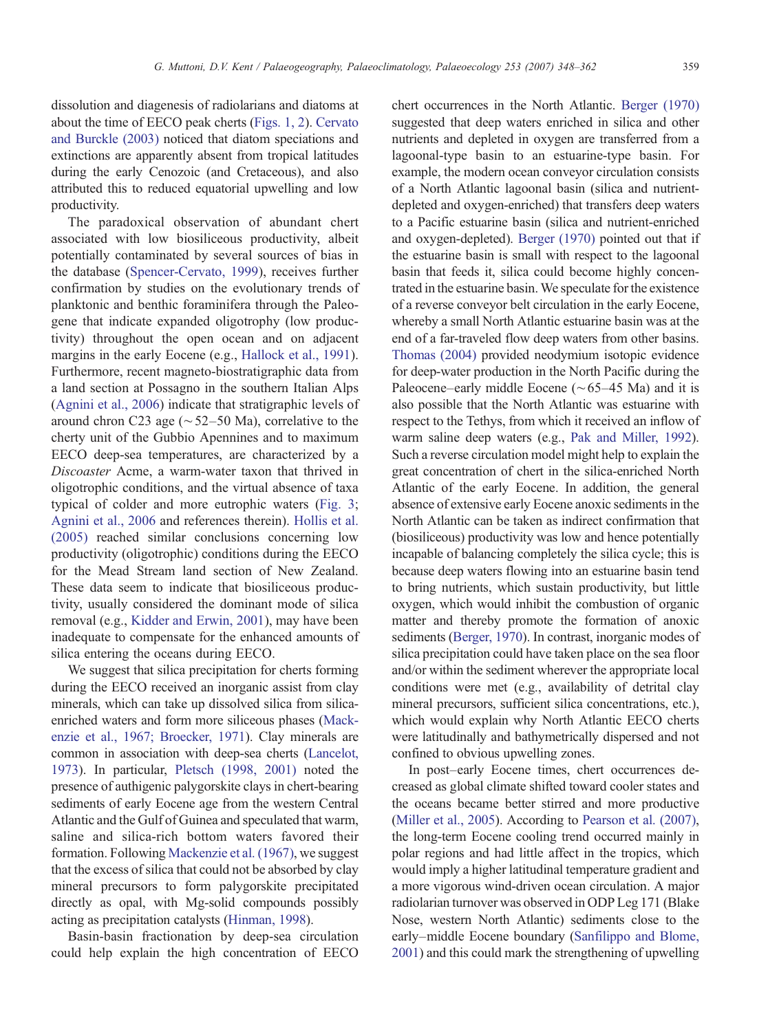dissolution and diagenesis of radiolarians and diatoms at about the time of EECO peak cherts (Figs. 1, 2). Cervato and Burckle (2003) noticed that diatom speciations and extinctions are apparently absent from tropical latitudes during the early Cenozoic (and Cretaceous), and also attributed this to reduced equatorial upwelling and low productivity.

The paradoxical observation of abundant chert associated with low biosiliceous productivity, albeit potentially contaminated by several sources of bias in the database (Spencer-Cervato, 1999), receives further confirmation by studies on the evolutionary trends of planktonic and benthic foraminifera through the Paleogene that indicate expanded oligotrophy (low productivity) throughout the open ocean and on adjacent margins in the early Eocene (e.g., Hallock et al., 1991). Furthermore, recent magneto-biostratigraphic data from a land section at Possagno in the southern Italian Alps (Agnini et al., 2006) indicate that stratigraphic levels of around chron C23 age (~52–50 Ma), correlative to the cherty unit of the Gubbio Apennines and to maximum EECO deep-sea temperatures, are characterized by a *Discoaster* Acme, a warm-water taxon that thrived in oligotrophic conditions, and the virtual absence of taxa typical of colder and more eutrophic waters (Fig. 3; Agnini et al., 2006 and references therein). Hollis et al. (2005) reached similar conclusions concerning low productivity (oligotrophic) conditions during the EECO for the Mead Stream land section of New Zealand. These data seem to indicate that biosiliceous productivity, usually considered the dominant mode of silica removal (e.g., Kidder and Erwin, 2001), may have been inadequate to compensate for the enhanced amounts of silica entering the oceans during EECO.

We suggest that silica precipitation for cherts forming during the EECO received an inorganic assist from clay minerals, which can take up dissolved silica from silica-enriched waters and form more siliceous phases (Mackenzie et al., 1967; Broecker, 1971). Clay minerals are common in association with deep-sea cherts (Lancelot, 1973). In particular, Pletsch (1998, 2001) noted the presence of authigenic palygorskite clays in chert-bearing sediments of early Eocene age from the western Central Atlantic and the Gulf of Guinea and speculated that warm, saline and silica-rich bottom waters favored their formation. Following Mackenzie et al. (1967), we suggest that the excess of silica that could not be absorbed by clay mineral precursors to form palygorskite precipitated directly as opal, with Mg-solid compounds possibly acting as precipitation catalysts (Hinman, 1998).

Basin-basin fractionation by deep-sea circulation could help explain the high concentration of EECO chert occurrences in the North Atlantic. Berger (1970) suggested that deep waters enriched in silica and other nutrients and depleted in oxygen are transferred from a lagoonal-type basin to an estuarine-type basin. For example, the modern ocean conveyor circulation consists of a North Atlantic lagoonal basin (silica and nutrient-depleted and oxygen-enriched) that transfers deep waters to a Pacific estuarine basin (silica and nutrient-enriched and oxygen-depleted). Berger (1970) pointed out that if the estuarine basin is small with respect to the lagoonal basin that feeds it, silica could become highly concentrated in the estuarine basin. We speculate for the existence of a reverse conveyor belt circulation in the early Eocene, whereby a small North Atlantic estuarine basin was at the end of a far-traveled flow deep waters from other basins. Thomas (2004) provided neodymium isotopic evidence for deep-water production in the North Pacific during the Paleocene–early middle Eocene (~65–45 Ma) and it is also possible that the North Atlantic was estuarine with respect to the Tethys, from which it received an inflow of warm saline deep waters (e.g., Pak and Miller, 1992). Such a reverse circulation model might help to explain the great concentration of chert in the silica-enriched North Atlantic of the early Eocene. In addition, the general absence of extensive early Eocene anoxic sediments in the North Atlantic can be taken as indirect confirmation that (biosiliceous) productivity was low and hence potentially incapable of balancing completely the silica cycle; this is because deep waters flowing into an estuarine basin tend to bring nutrients, which sustain productivity, but little oxygen, which would inhibit the combustion of organic matter and thereby promote the formation of anoxic sediments (Berger, 1970). In contrast, inorganic modes of silica precipitation could have taken place on the sea floor and/or within the sediment wherever the appropriate local conditions were met (e.g., availability of detrital clay mineral precursors, sufficient silica concentrations, etc.), which would explain why North Atlantic EECO cherts were latitudinally and bathymetrically dispersed and not confined to obvious upwelling zones.

In post–early Eocene times, chert occurrences decreased as global climate shifted toward cooler states and the oceans became better stirred and more productive (Miller et al., 2005). According to Pearson et al. (2007), the long-term Eocene cooling trend occurred mainly in polar regions and had little affect in the tropics, which would imply a higher latitudinal temperature gradient and a more vigorous wind-driven ocean circulation. A major radiolarian turnover was observed in ODP Leg 171 (Blake Nose, western North Atlantic) sediments close to the early–middle Eocene boundary (Sanfilippo and Blome, 2001) and this could mark the strengthening of upwelling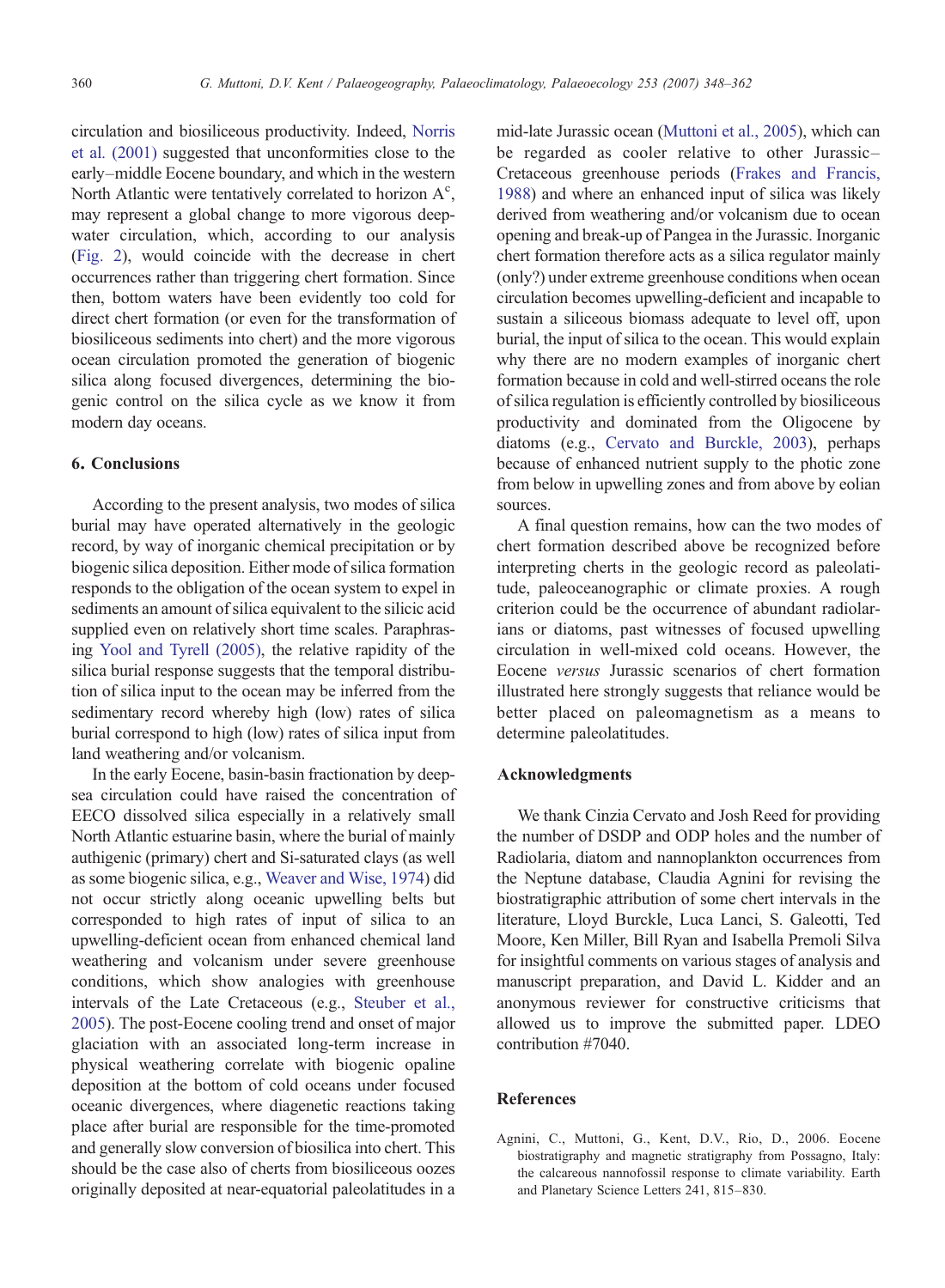circulation and biosiliceous productivity. Indeed, Norris et al. (2001) suggested that unconformities close to the early–middle Eocene boundary, and which in the western North Atlantic were tentatively correlated to horizon $A^c$, may represent a global change to more vigorous deep-water circulation, which, according to our analysis (Fig. 2), would coincide with the decrease in chert occurrences rather than triggering chert formation. Since then, bottom waters have been evidently too cold for direct chert formation (or even for the transformation of biosiliceous sediments into chert) and the more vigorous ocean circulation promoted the generation of biogenic silica along focused divergences, determining the biogenic control on the silica cycle as we know it from modern day oceans.

## 6. Conclusions

According to the present analysis, two modes of silica burial may have operated alternatively in the geologic record, by way of inorganic chemical precipitation or by biogenic silica deposition. Either mode of silica formation responds to the obligation of the ocean system to expel in sediments an amount of silica equivalent to the silicic acid supplied even on relatively short time scales. Paraphrasing Yool and Tyrell (2005), the relative rapidity of the silica burial response suggests that the temporal distribution of silica input to the ocean may be inferred from the sedimentary record whereby high (low) rates of silica burial correspond to high (low) rates of silica input from land weathering and/or volcanism.

In the early Eocene, basin-basin fractionation by deep-sea circulation could have raised the concentration of EECO dissolved silica especially in a relatively small North Atlantic estuarine basin, where the burial of mainly authigenic (primary) chert and Si-saturated clays (as well as some biogenic silica, e.g., Weaver and Wise, 1974) did not occur strictly along oceanic upwelling belts but corresponded to high rates of input of silica to an upwelling-deficient ocean from enhanced chemical land weathering and volcanism under severe greenhouse conditions, which show analogies with greenhouse intervals of the Late Cretaceous (e.g., Steuber et al., 2005). The post-Eocene cooling trend and onset of major glaciation with an associated long-term increase in physical weathering correlate with biogenic opaline deposition at the bottom of cold oceans under focused oceanic divergences, where diagenetic reactions taking place after burial are responsible for the time-promoted and generally slow conversion of biosilica into chert. This should be the case also of cherts from biosiliceous oozes originally deposited at near-equatorial paleolatitudes in a mid-late Jurassic ocean (Muttoni et al., 2005), which can be regarded as cooler relative to other Jurassic–Cretaceous greenhouse periods (Frakes and Francis, 1988) and where an enhanced input of silica was likely derived from weathering and/or volcanism due to ocean opening and break-up of Pangea in the Jurassic. Inorganic chert formation therefore acts as a silica regulator mainly (only?) under extreme greenhouse conditions when ocean circulation becomes upwelling-deficient and incapable to sustain a siliceous biomass adequate to level off, upon burial, the input of silica to the ocean. This would explain why there are no modern examples of inorganic chert formation because in cold and well-stirred oceans the role of silica regulation is efficiently controlled by biosiliceous productivity and dominated from the Oligocene by diatoms (e.g., Cervato and Burckle, 2003), perhaps because of enhanced nutrient supply to the photic zone from below in upwelling zones and from above by eolian sources.

A final question remains, how can the two modes of chert formation described above be recognized before interpreting cherts in the geologic record as paleolatitude, paleoceanographic or climate proxies. A rough criterion could be the occurrence of abundant radiolarians or diatoms, past witnesses of focused upwelling circulation in well-mixed cold oceans. However, the Eocene *versus* Jurassic scenarios of chert formation illustrated here strongly suggests that reliance would be better placed on paleomagnetism as a means to determine paleolatitudes.

## Acknowledgments

We thank Cinzia Cervato and Josh Reed for providing the number of DSDP and ODP holes and the number of Radiolaria, diatom and nannoplankton occurrences from the Neptune database, Claudia Agnini for revising the biostratigraphic attribution of some chert intervals in the literature, Lloyd Burckle, Luca Lanci, S. Galeotti, Ted Moore, Ken Miller, Bill Ryan and Isabella Premoli Silva for insightful comments on various stages of analysis and manuscript preparation, and David L. Kidder and an anonymous reviewer for constructive criticisms that allowed us to improve the submitted paper. LDEO contribution #7040.

## References

Agnini, C., Muttoni, G., Kent, D.V., Rio, D., 2006. Eocene biostratigraphy and magnetic stratigraphy from Possagno, Italy: the calcareous nannofossil response to climate variability. Earth and Planetary Science Letters 241, 815–830.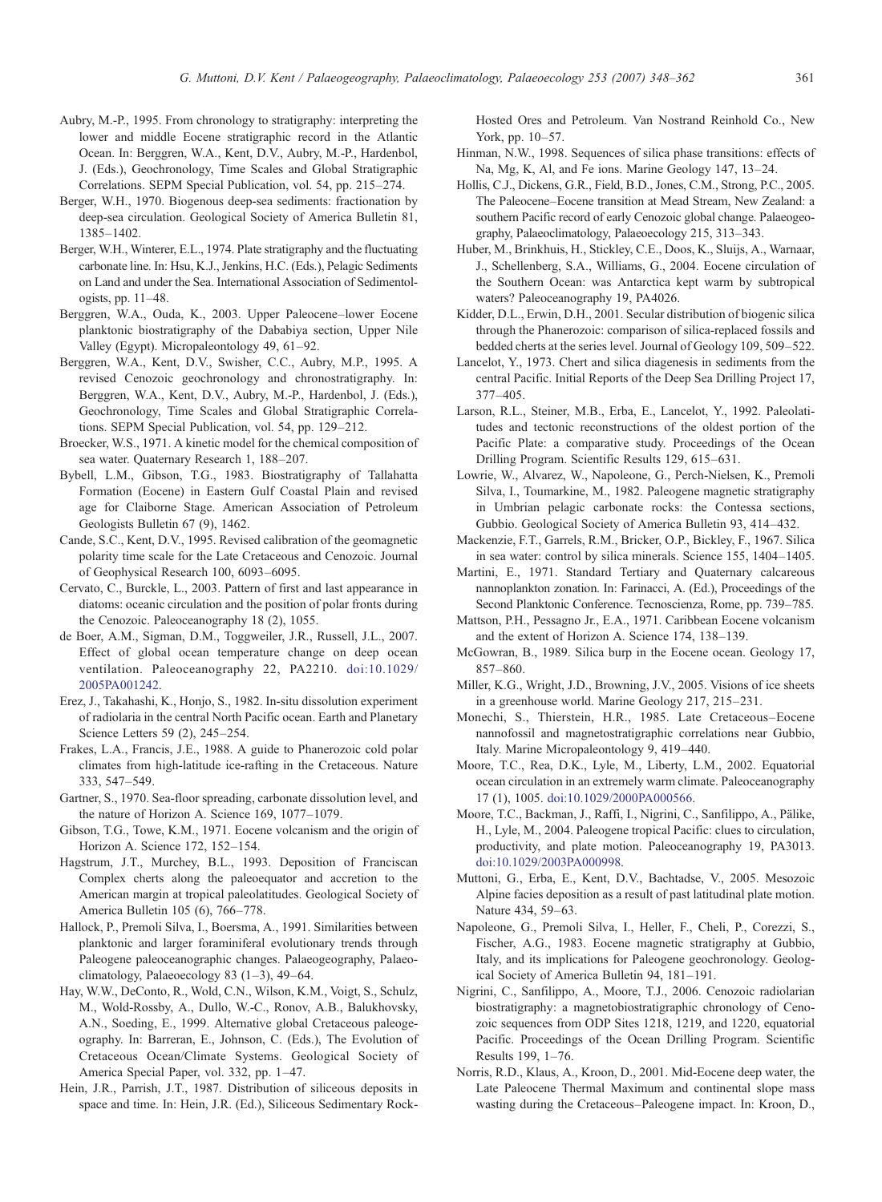Aubry, M.-P., 1995. From chronology to stratigraphy: interpreting the lower and middle Eocene stratigraphic record in the Atlantic Ocean. In: Berggren, W.A., Kent, D.V., Aubry, M.-P., Hardenbol, J. (Eds.), Geochronology, Time Scales and Global Stratigraphic Correlations. SEPM Special Publication, vol. 54, pp. 215–274.

Berger, W.H., 1970. Biogenous deep-sea sediments: fractionation by deep-sea circulation. Geological Society of America Bulletin 81, 1385–1402.

Berger, W.H., Winterer, E.L., 1974. Plate stratigraphy and the fluctuating carbonate line. In: Hsu, K.J., Jenkins, H.C. (Eds.), Pelagic Sediments on Land and under the Sea. International Association of Sedimentologists, pp. 11–48.

Berggren, W.A., Ouda, K., 2003. Upper Paleocene–lower Eocene planktonic biostratigraphy of the Dababiya section, Upper Nile Valley (Egypt). Micropaleontology 49, 61–92.

Berggren, W.A., Kent, D.V., Swisher, C.C., Aubry, M.P., 1995. A revised Cenozoic geochronology and chronostratigraphy. In: Berggren, W.A., Kent, D.V., Aubry, M.-P., Hardenbol, J. (Eds.), Geochronology, Time Scales and Global Stratigraphic Correlations. SEPM Special Publication, vol. 54, pp. 129–212.

Broecker, W.S., 1971. A kinetic model for the chemical composition of sea water. Quaternary Research 1, 188–207.

Bybell, L.M., Gibson, T.G., 1983. Biostratigraphy of Tallahatta Formation (Eocene) in Eastern Gulf Coastal Plain and revised age for Claiborne Stage. American Association of Petroleum Geologists Bulletin 67 (9), 1462.

Cande, S.C., Kent, D.V., 1995. Revised calibration of the geomagnetic polarity time scale for the Late Cretaceous and Cenozoic. Journal of Geophysical Research 100, 6093–6095.

Cervato, C., Burckle, L., 2003. Pattern of first and last appearance in diatoms: oceanic circulation and the position of polar fronts during the Cenozoic. Paleoceanography 18 (2), 1055.

de Boer, A.M., Sigman, D.M., Toggweiler, J.R., Russell, J.L., 2007. Effect of global ocean temperature change on deep ocean ventilation. Paleoceanography 22, PA2210. doi:10.1029/2005PA001242.

Erez, J., Takahashi, K., Honjo, S., 1982. In-situ dissolution experiment of radiolaria in the central North Pacific ocean. Earth and Planetary Science Letters 59 (2), 245–254.

Frakes, L.A., Francis, J.E., 1988. A guide to Phanerozoic cold polar climates from high-latitude ice-rafting in the Cretaceous. Nature 333, 547–549.

Gartner, S., 1970. Sea-floor spreading, carbonate dissolution level, and the nature of Horizon A. Science 169, 1077–1079.

Gibson, T.G., Towe, K.M., 1971. Eocene volcanism and the origin of Horizon A. Science 172, 152–154.

Hagstrum, J.T., Murchey, B.L., 1993. Deposition of Franciscan Complex cherts along the paleoequator and accretion to the American margin at tropical paleolatitudes. Geological Society of America Bulletin 105 (6), 766–778.

Hallock, P., Premoli Silva, I., Boersma, A., 1991. Similarities between planktonic and larger foraminiferal evolutionary trends through Paleogene paleoceanographic changes. Palaeogeography, Palaeoclimatology, Palaeoecology 83 (1–3), 49–64.

Hay, W.W., DeConto, R., Wold, C.N., Wilson, K.M., Voigt, S., Schulz, M., Wold-Rossby, A., Dullo, W.-C., Ronov, A.B., Balukhovsky, A.N., Soeding, E., 1999. Alternative global Cretaceous paleogeography. In: Barreran, E., Johnson, C. (Eds.), The Evolution of Cretaceous Ocean/Climate Systems. Geological Society of America Special Paper, vol. 332, pp. 1–47.

Hein, J.R., Parrish, J.T., 1987. Distribution of siliceous deposits in space and time. In: Hein, J.R. (Ed.), Siliceous Sedimentary Rock-Hosted Ores and Petroleum. Van Nostrand Reinhold Co., New York, pp. 10–57.

Hinman, N.W., 1998. Sequences of silica phase transitions: effects of Na, Mg, K, Al, and Fe ions. Marine Geology 147, 13–24.

Hollis, C.J., Dickens, G.R., Field, B.D., Jones, C.M., Strong, P.C., 2005. The Paleocene–Eocene transition at Mead Stream, New Zealand: a southern Pacific record of early Cenozoic global change. Palaeogeography, Palaeoclimatology, Palaeoecology 215, 313–343.

Huber, M., Brinkhuis, H., Stickley, C.E., Doos, K., Sluijs, A., Warnaar, J., Schellenberg, S.A., Williams, G., 2004. Eocene circulation of the Southern Ocean: was Antarctica kept warm by subtropical waters? Paleoceanography 19, PA4026.

Kidder, D.L., Erwin, D.H., 2001. Secular distribution of biogenic silica through the Phanerozoic: comparison of silica-replaced fossils and bedded cherts at the series level. Journal of Geology 109, 509–522.

Lancelot, Y., 1973. Chert and silica diagenesis in sediments from the central Pacific. Initial Reports of the Deep Sea Drilling Project 17, 377–405.

Larson, R.L., Steiner, M.B., Erba, E., Lancelot, Y., 1992. Paleolatitudes and tectonic reconstructions of the oldest portion of the Pacific Plate: a comparative study. Proceedings of the Ocean Drilling Program. Scientific Results 129, 615–631.

Lowrie, W., Alvarez, W., Napoleone, G., Perch-Nielsen, K., Premoli Silva, I., Toumarkine, M., 1982. Paleogene magnetic stratigraphy in Umbrian pelagic carbonate rocks: the Contessa sections, Gubbio. Geological Society of America Bulletin 93, 414–432.

Mackenzie, F.T., Garrels, R.M., Bricker, O.P., Bickley, F., 1967. Silica in sea water: control by silica minerals. Science 155, 1404–1405.

Martini, E., 1971. Standard Tertiary and Quaternary calcareous nannoplankton zonation. In: Farinacci, A. (Ed.), Proceedings of the Second Planktonic Conference. Tecnoscienza, Rome, pp. 739–785.

Mattson, P.H., Pessagno Jr., E.A., 1971. Caribbean Eocene volcanism and the extent of Horizon A. Science 174, 138–139.

McGowran, B., 1989. Silica burp in the Eocene ocean. Geology 17, 857–860.

Miller, K.G., Wright, J.D., Browning, J.V., 2005. Visions of ice sheets in a greenhouse world. Marine Geology 217, 215–231.

Monechi, S., Thierstein, H.R., 1985. Late Cretaceous–Eocene nannofossil and magnetostratigraphic correlations near Gubbio, Italy. Marine Micropaleontology 9, 419–440.

Moore, T.C., Rea, D.K., Lyle, M., Liberty, L.M., 2002. Equatorial ocean circulation in an extremely warm climate. Paleoceanography 17 (1), 1005. doi:10.1029/2000PA000566.

Moore, T.C., Backman, J., Raffi, I., Nigrini, C., Sanfilippo, A., Pälike, H., Lyle, M., 2004. Paleogene tropical Pacific: clues to circulation, productivity, and plate motion. Paleoceanography 19, PA3013. doi:10.1029/2003PA000998.

Muttoni, G., Erba, E., Kent, D.V., Bachtadse, V., 2005. Mesozoic Alpine facies deposition as a result of past latitudinal plate motion. Nature 434, 59–63.

Napoleone, G., Premoli Silva, I., Heller, F., Cheli, P., Corezzi, S., Fischer, A.G., 1983. Eocene magnetic stratigraphy at Gubbio, Italy, and its implications for Paleogene geochronology. Geological Society of America Bulletin 94, 181–191.

Nigrini, C., Sanfilippo, A., Moore, T.J., 2006. Cenozoic radiolarian biostratigraphy: a magnetobiostratigraphic chronology of Cenozoic sequences from ODP Sites 1218, 1219, and 1220, equatorial Pacific. Proceedings of the Ocean Drilling Program. Scientific Results 199, 1–76.

Norris, R.D., Klaus, A., Kroon, D., 2001. Mid-Eocene deep water, the Late Paleocene Thermal Maximum and continental slope mass wasting during the Cretaceous–Paleogene impact. In: Kroon, D.,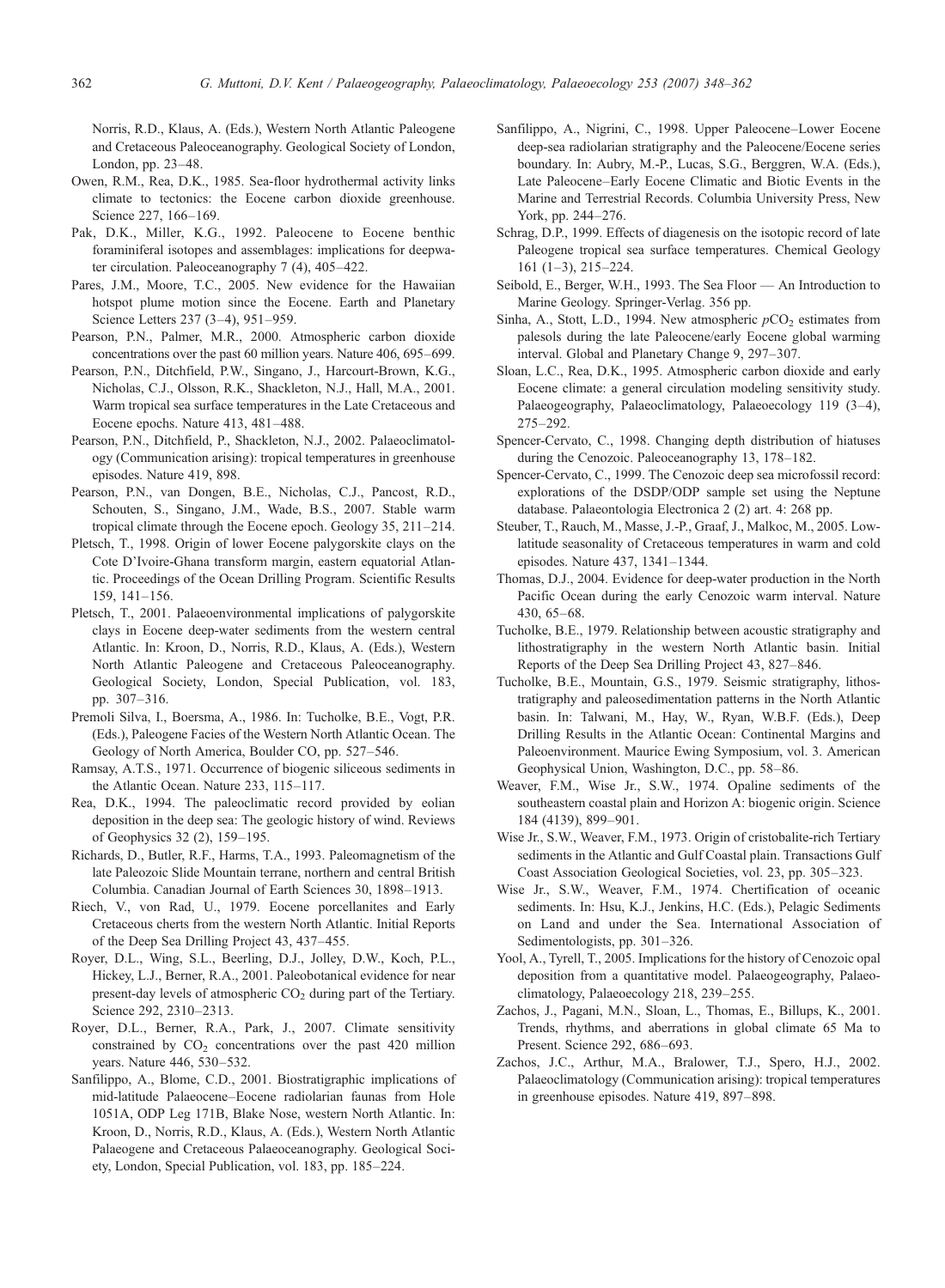Norris, R.D., Klaus, A. (Eds.), Western North Atlantic Paleogene and Cretaceous Paleoceanography. Geological Society of London, London, pp. 23–48.

Owen, R.M., Rea, D.K., 1985. Sea-floor hydrothermal activity links climate to tectonics: the Eocene carbon dioxide greenhouse. Science 227, 166–169.

Pak, D.K., Miller, K.G., 1992. Paleocene to Eocene benthic foraminiferal isotopes and assemblages: implications for deepwater circulation. Paleoceanography 7 (4), 405–422.

Pares, J.M., Moore, T.C., 2005. New evidence for the Hawaiian hotspot plume motion since the Eocene. Earth and Planetary Science Letters 237 (3–4), 951–959.

Pearson, P.N., Palmer, M.R., 2000. Atmospheric carbon dioxide concentrations over the past 60 million years. Nature 406, 695–699.

Pearson, P.N., Ditchfield, P.W., Singano, J., Harcourt-Brown, K.G., Nicholas, C.J., Olsson, R.K., Shackleton, N.J., Hall, M.A., 2001. Warm tropical sea surface temperatures in the Late Cretaceous and Eocene epochs. Nature 413, 481–488.

Pearson, P.N., Ditchfield, P., Shackleton, N.J., 2002. Palaeoclimatology (Communication arising): tropical temperatures in greenhouse episodes. Nature 419, 898.

Pearson, P.N., van Dongen, B.E., Nicholas, C.J., Pancost, R.D., Schouten, S., Singano, J.M., Wade, B.S., 2007. Stable warm tropical climate through the Eocene epoch. Geology 35, 211–214.

Pletsch, T., 1998. Origin of lower Eocene palygorskite clays on the Cote D'Ivoire-Ghana transform margin, eastern equatorial Atlantic. Proceedings of the Ocean Drilling Program. Scientific Results 159, 141–156.

Pletsch, T., 2001. Palaeoenvironmental implications of palygorskite clays in Eocene deep-water sediments from the western central Atlantic. In: Kroon, D., Norris, R.D., Klaus, A. (Eds.), Western North Atlantic Paleogene and Cretaceous Paleoceanography. Geological Society, London, Special Publication, vol. 183, pp. 307–316.

Premoli Silva, I., Boersma, A., 1986. In: Tucholke, B.E., Vogt, P.R. (Eds.), Paleogene Facies of the Western North Atlantic Ocean. The Geology of North America, Boulder CO, pp. 527–546.

Ramsay, A.T.S., 1971. Occurrence of biogenic siliceous sediments in the Atlantic Ocean. Nature 233, 115–117.

Rea, D.K., 1994. The paleoclimatic record provided by eolian deposition in the deep sea: The geologic history of wind. Reviews of Geophysics 32 (2), 159–195.

Richards, D., Butler, R.F., Harms, T.A., 1993. Paleomagnetism of the late Paleozoic Slide Mountain terrane, northern and central British Columbia. Canadian Journal of Earth Sciences 30, 1898–1913.

Riech, V., von Rad, U., 1979. Eocene porcellanites and Early Cretaceous cherts from the western North Atlantic. Initial Reports of the Deep Sea Drilling Project 43, 437–455.

Royer, D.L., Wing, S.L., Beerling, D.J., Jolley, D.W., Koch, P.L., Hickey, L.J., Berner, R.A., 2001. Paleobotanical evidence for near present-day levels of atmospheric $CO_2$ during part of the Tertiary. Science 292, 2310–2313.

Royer, D.L., Berner, R.A., Park, J., 2007. Climate sensitivity constrained by $CO_2$ concentrations over the past 420 million years. Nature 446, 530–532.

Sanfilippo, A., Blome, C.D., 2001. Biostratigraphic implications of mid-latitude Palaeocene–Eocene radiolarian faunas from Hole 1051A, ODP Leg 171B, Blake Nose, western North Atlantic. In: Kroon, D., Norris, R.D., Klaus, A. (Eds.), Western North Atlantic Palaeogene and Cretaceous Palaeoceanography. Geological Society, London, Special Publication, vol. 183, pp. 185–224.

Sanfilippo, A., Nigrini, C., 1998. Upper Paleocene–Lower Eocene deep-sea radiolarian stratigraphy and the Paleocene/Eocene series boundary. In: Aubry, M.-P., Lucas, S.G., Berggren, W.A. (Eds.), Late Paleocene–Early Eocene Climatic and Biotic Events in the Marine and Terrestrial Records. Columbia University Press, New York, pp. 244–276.

Schrag, D.P., 1999. Effects of diagenesis on the isotopic record of late Paleogene tropical sea surface temperatures. Chemical Geology 161 (1–3), 215–224.

Seibold, E., Berger, W.H., 1993. The Sea Floor — An Introduction to Marine Geology. Springer-Verlag. 356 pp.

Sinha, A., Stott, L.D., 1994. New atmospheric $p\mathrm{CO}_2$ estimates from palesols during the late Paleocene/early Eocene global warming interval. Global and Planetary Change 9, 297–307.

Sloan, L.C., Rea, D.K., 1995. Atmospheric carbon dioxide and early Eocene climate: a general circulation modeling sensitivity study. Palaeogeography, Palaeoclimatology, Palaeoecology 119 (3–4), 275–292.

Spencer-Cervato, C., 1998. Changing depth distribution of hiatuses during the Cenozoic. Paleoceanography 13, 178–182.

Spencer-Cervato, C., 1999. The Cenozoic deep sea microfossil record: explorations of the DSDP/ODP sample set using the Neptune database. Palaeontologia Electronica 2 (2) art. 4: 268 pp.

Steuber, T., Rauch, M., Masse, J.-P., Graaf, J., Malkoc, M., 2005. Low-latitude seasonality of Cretaceous temperatures in warm and cold episodes. Nature 437, 1341–1344.

Thomas, D.J., 2004. Evidence for deep-water production in the North Pacific Ocean during the early Cenozoic warm interval. Nature 430, 65–68.

Tucholke, B.E., 1979. Relationship between acoustic stratigraphy and lithostratigraphy in the western North Atlantic basin. Initial Reports of the Deep Sea Drilling Project 43, 827–846.

Tucholke, B.E., Mountain, G.S., 1979. Seismic stratigraphy, lithostratigraphy and paleosedimentation patterns in the North Atlantic basin. In: Talwani, M., Hay, W., Ryan, W.B.F. (Eds.), Deep Drilling Results in the Atlantic Ocean: Continental Margins and Paleoenvironment. Maurice Ewing Symposium, vol. 3. American Geophysical Union, Washington, D.C., pp. 58–86.

Weaver, F.M., Wise Jr., S.W., 1974. Opaline sediments of the southeastern coastal plain and Horizon A: biogenic origin. Science 184 (4139), 899–901.

Wise Jr., S.W., Weaver, F.M., 1973. Origin of cristobalite-rich Tertiary sediments in the Atlantic and Gulf Coastal plain. Transactions Gulf Coast Association Geological Societies, vol. 23, pp. 305–323.

Wise Jr., S.W., Weaver, F.M., 1974. Chertification of oceanic sediments. In: Hsu, K.J., Jenkins, H.C. (Eds.), Pelagic Sediments on Land and under the Sea. International Association of Sedimentologists, pp. 301–326.

Yool, A., Tyrell, T., 2005. Implications for the history of Cenozoic opal deposition from a quantitative model. Palaeogeography, Palaeoclimatology, Palaeoecology 218, 239–255.

Zachos, J., Pagani, M.N., Sloan, L., Thomas, E., Billups, K., 2001. Trends, rhythms, and aberrations in global climate 65 Ma to Present. Science 292, 686–693.

Zachos, J.C., Arthur, M.A., Bralower, T.J., Spero, H.J., 2002. Palaeoclimatology (Communication arising): tropical temperatures in greenhouse episodes. Nature 419, 897–898.